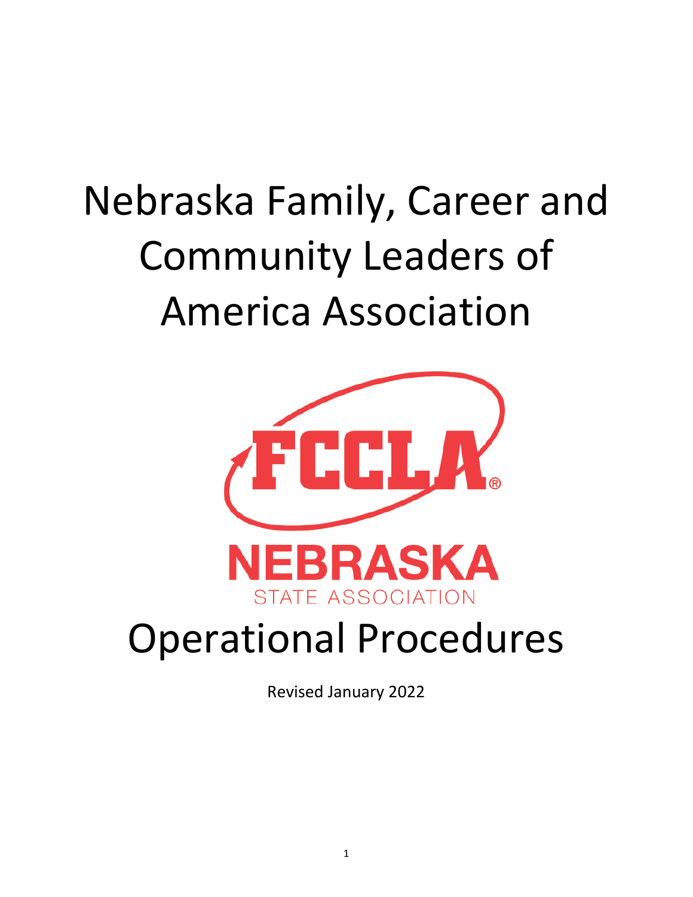# Nebraska Family, Career and Community Leaders of America Association

FCCLA®

NEBRASKA

STATE ASSOCIATION

# Operational Procedures

Revised January 2022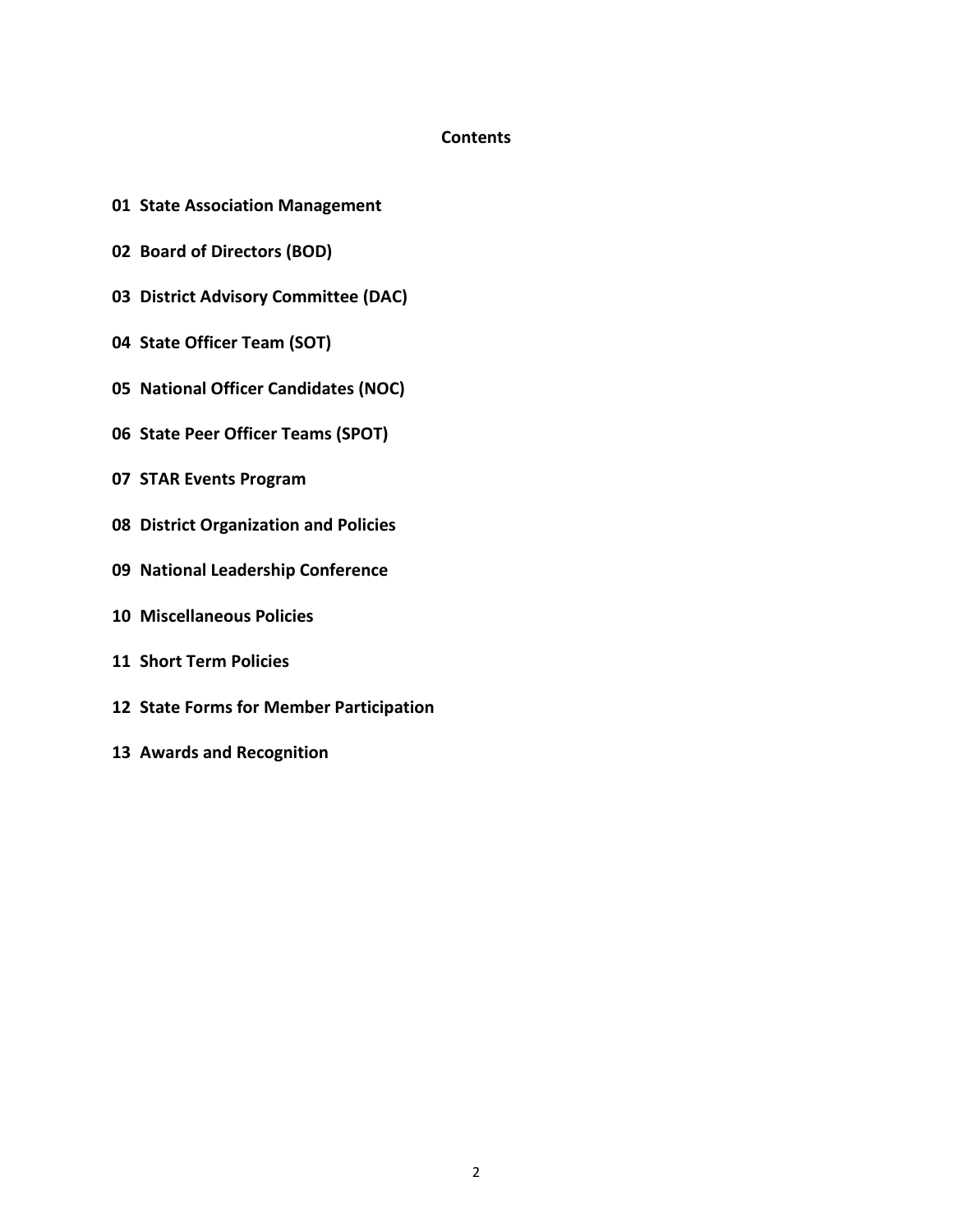# Contents

**01 State Association Management**

**02 Board of Directors (BOD)**

**03 District Advisory Committee (DAC)**

**04 State Officer Team (SOT)**

**05 National Officer Candidates (NOC)**

**06 State Peer Officer Teams (SPOT)**

**07 STAR Events Program**

**08 District Organization and Policies**

**09 National Leadership Conference**

**10 Miscellaneous Policies**

**11 Short Term Policies**

**12 State Forms for Member Participation**

**13 Awards and Recognition**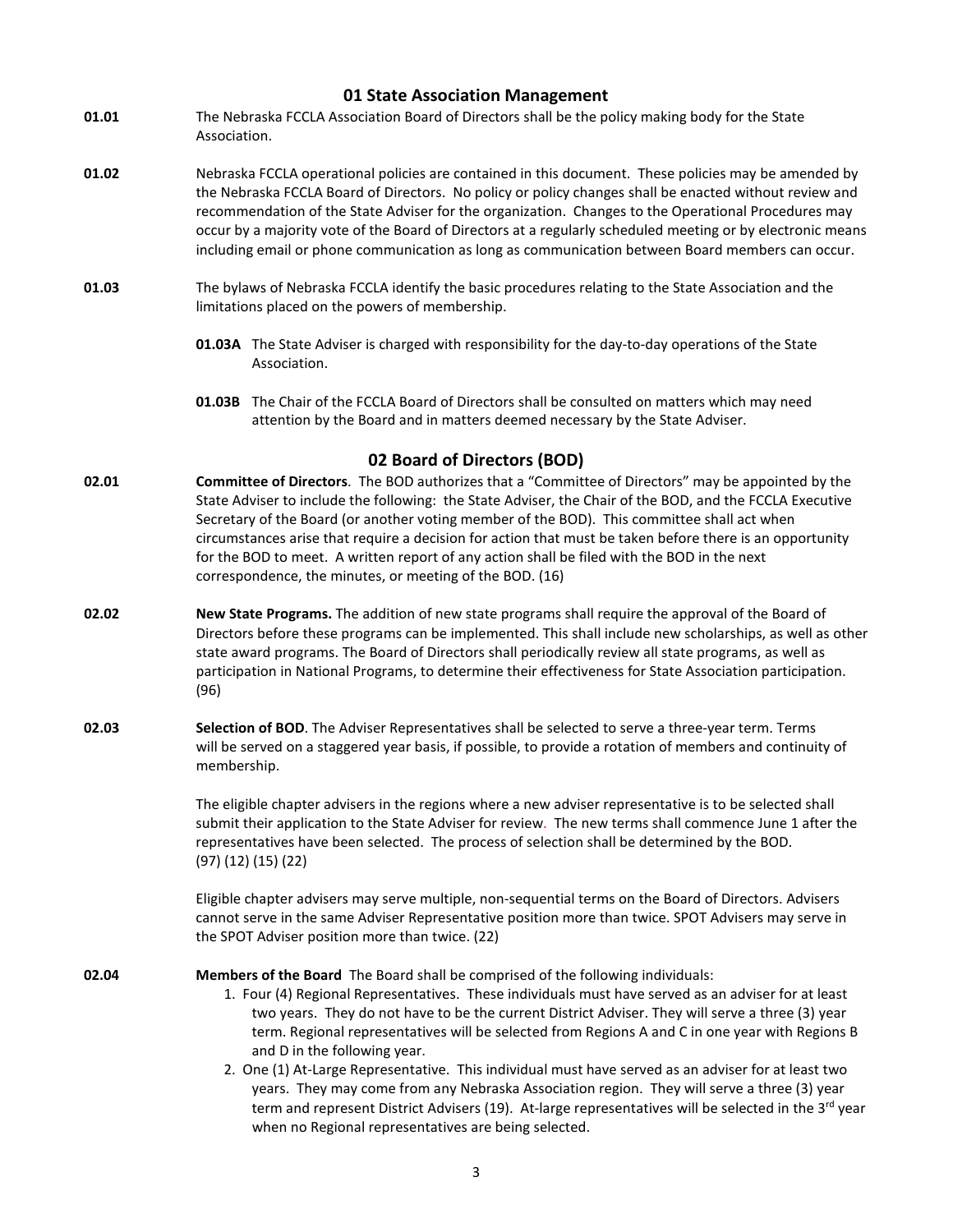## 01 State Association Management

**01.01** The Nebraska FCCLA Association Board of Directors shall be the policy making body for the State Association.

**01.02** Nebraska FCCLA operational policies are contained in this document. These policies may be amended by the Nebraska FCCLA Board of Directors. No policy or policy changes shall be enacted without review and recommendation of the State Adviser for the organization. Changes to the Operational Procedures may occur by a majority vote of the Board of Directors at a regularly scheduled meeting or by electronic means including email or phone communication as long as communication between Board members can occur.

**01.03** The bylaws of Nebraska FCCLA identify the basic procedures relating to the State Association and the limitations placed on the powers of membership.

**01.03A** The State Adviser is charged with responsibility for the day-to-day operations of the State Association.

**01.03B** The Chair of the FCCLA Board of Directors shall be consulted on matters which may need attention by the Board and in matters deemed necessary by the State Adviser.

## 02 Board of Directors (BOD)

**02.01** **Committee of Directors**. The BOD authorizes that a "Committee of Directors" may be appointed by the State Adviser to include the following: the State Adviser, the Chair of the BOD, and the FCCLA Executive Secretary of the Board (or another voting member of the BOD). This committee shall act when circumstances arise that require a decision for action that must be taken before there is an opportunity for the BOD to meet. A written report of any action shall be filed with the BOD in the next correspondence, the minutes, or meeting of the BOD. (16)

**02.02** **New State Programs.** The addition of new state programs shall require the approval of the Board of Directors before these programs can be implemented. This shall include new scholarships, as well as other state award programs. The Board of Directors shall periodically review all state programs, as well as participation in National Programs, to determine their effectiveness for State Association participation. (96)

**02.03** **Selection of BOD**. The Adviser Representatives shall be selected to serve a three-year term. Terms will be served on a staggered year basis, if possible, to provide a rotation of members and continuity of membership.

The eligible chapter advisers in the regions where a new adviser representative is to be selected shall submit their application to the State Adviser for review. The new terms shall commence June 1 after the representatives have been selected. The process of selection shall be determined by the BOD. (97) (12) (15) (22)

Eligible chapter advisers may serve multiple, non-sequential terms on the Board of Directors. Advisers cannot serve in the same Adviser Representative position more than twice. SPOT Advisers may serve in the SPOT Adviser position more than twice. (22)

**02.04** **Members of the Board** The Board shall be comprised of the following individuals:

1. Four (4) Regional Representatives. These individuals must have served as an adviser for at least two years. They do not have to be the current District Adviser. They will serve a three (3) year term. Regional representatives will be selected from Regions A and C in one year with Regions B and D in the following year.
2. One (1) At-Large Representative. This individual must have served as an adviser for at least two years. They may come from any Nebraska Association region. They will serve a three (3) year term and represent District Advisers (19). At-large representatives will be selected in the 3rd year when no Regional representatives are being selected.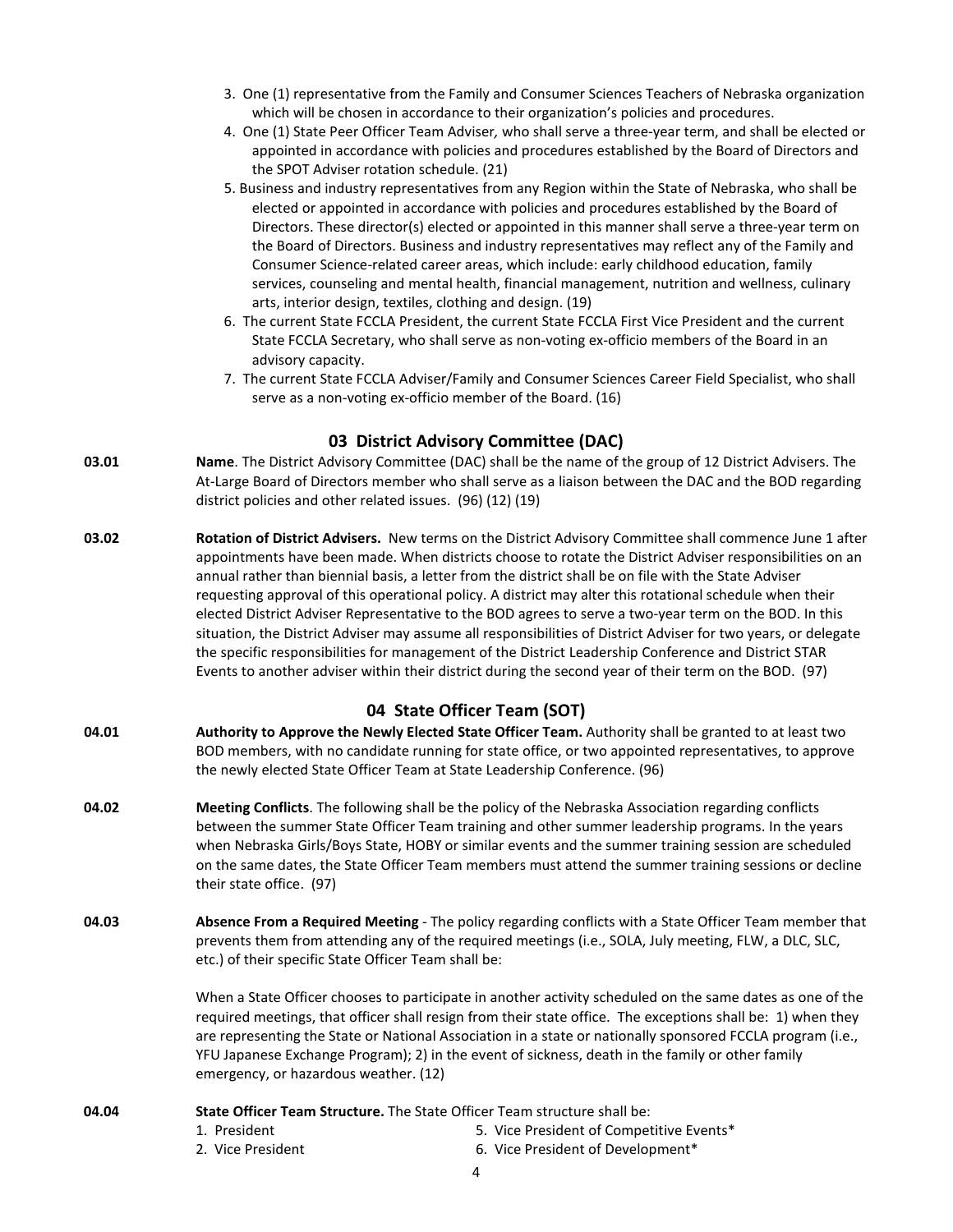3. One (1) representative from the Family and Consumer Sciences Teachers of Nebraska organization which will be chosen in accordance to their organization's policies and procedures.
4. One (1) State Peer Officer Team Adviser*,* who shall serve a three-year term, and shall be elected or appointed in accordance with policies and procedures established by the Board of Directors and the SPOT Adviser rotation schedule. (21)
5. Business and industry representatives from any Region within the State of Nebraska, who shall be elected or appointed in accordance with policies and procedures established by the Board of Directors. These director(s) elected or appointed in this manner shall serve a three-year term on the Board of Directors. Business and industry representatives may reflect any of the Family and Consumer Science-related career areas, which include: early childhood education, family services, counseling and mental health, financial management, nutrition and wellness, culinary arts, interior design, textiles, clothing and design. (19)
6. The current State FCCLA President, the current State FCCLA First Vice President and the current State FCCLA Secretary, who shall serve as non-voting ex-officio members of the Board in an advisory capacity.
7. The current State FCCLA Adviser/Family and Consumer Sciences Career Field Specialist, who shall serve as a non-voting ex-officio member of the Board. (16)

## 03 District Advisory Committee (DAC)

**03.01** **Name**. The District Advisory Committee (DAC) shall be the name of the group of 12 District Advisers. The At-Large Board of Directors member who shall serve as a liaison between the DAC and the BOD regarding district policies and other related issues. (96) (12) (19)

**03.02** **Rotation of District Advisers.** New terms on the District Advisory Committee shall commence June 1 after appointments have been made. When districts choose to rotate the District Adviser responsibilities on an annual rather than biennial basis, a letter from the district shall be on file with the State Adviser requesting approval of this operational policy. A district may alter this rotational schedule when their elected District Adviser Representative to the BOD agrees to serve a two-year term on the BOD. In this situation, the District Adviser may assume all responsibilities of District Adviser for two years, or delegate the specific responsibilities for management of the District Leadership Conference and District STAR Events to another adviser within their district during the second year of their term on the BOD. (97)

## 04 State Officer Team (SOT)

**04.01** **Authority to Approve the Newly Elected State Officer Team.** Authority shall be granted to at least two BOD members, with no candidate running for state office, or two appointed representatives, to approve the newly elected State Officer Team at State Leadership Conference. (96)

**04.02** **Meeting Conflicts**. The following shall be the policy of the Nebraska Association regarding conflicts between the summer State Officer Team training and other summer leadership programs. In the years when Nebraska Girls/Boys State, HOBY or similar events and the summer training session are scheduled on the same dates, the State Officer Team members must attend the summer training sessions or decline their state office. (97)

**04.03** **Absence From a Required Meeting** - The policy regarding conflicts with a State Officer Team member that prevents them from attending any of the required meetings (i.e., SOLA, July meeting, FLW, a DLC, SLC, etc.) of their specific State Officer Team shall be:

When a State Officer chooses to participate in another activity scheduled on the same dates as one of the required meetings, that officer shall resign from their state office. The exceptions shall be: 1) when they are representing the State or National Association in a state or nationally sponsored FCCLA program (i.e., YFU Japanese Exchange Program); 2) in the event of sickness, death in the family or other family emergency, or hazardous weather. (12)

**04.04** **State Officer Team Structure.** The State Officer Team structure shall be:

1. President
2. Vice President
5. Vice President of Competitive Events*
6. Vice President of Development*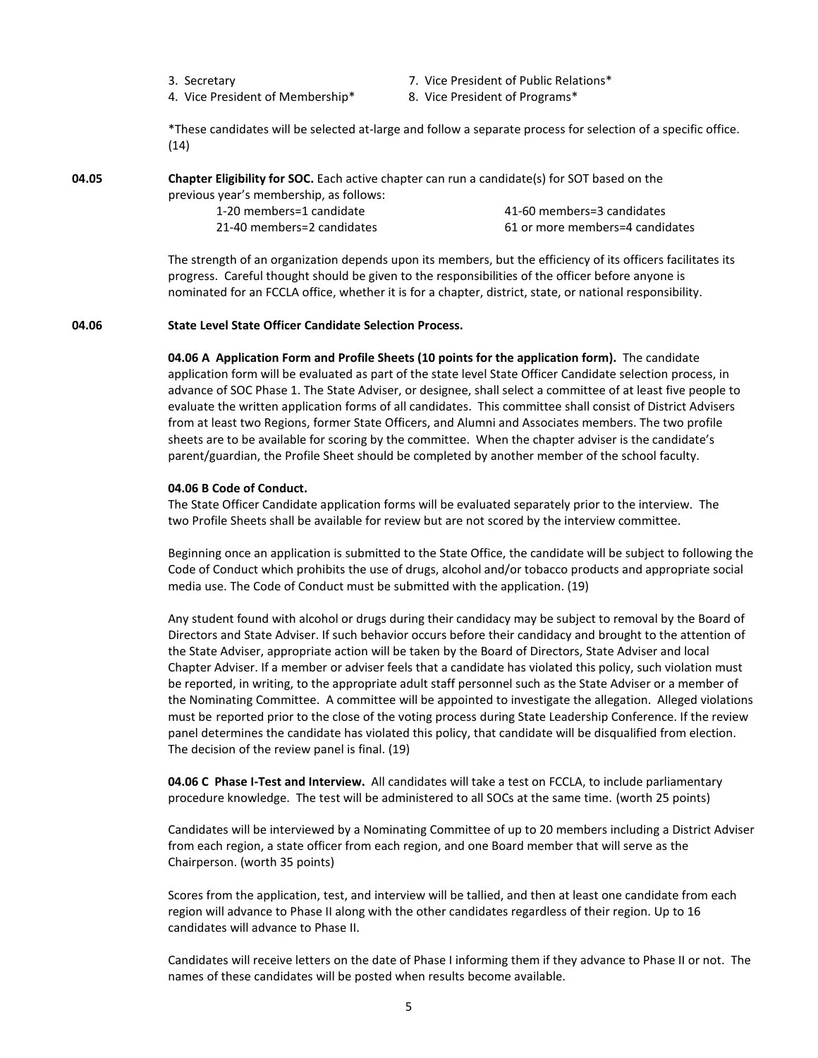3. Secretary
4. Vice President of Membership*
7. Vice President of Public Relations*
8. Vice President of Programs*

*These candidates will be selected at-large and follow a separate process for selection of a specific office. (14)

**04.05** **Chapter Eligibility for SOC.** Each active chapter can run a candidate(s) for SOT based on the previous year's membership, as follows:

1-20 members=1 candidate
21-40 members=2 candidates
41-60 members=3 candidates
61 or more members=4 candidates

The strength of an organization depends upon its members, but the efficiency of its officers facilitates its progress. Careful thought should be given to the responsibilities of the officer before anyone is nominated for an FCCLA office, whether it is for a chapter, district, state, or national responsibility.

**04.06** **State Level State Officer Candidate Selection Process.**

**04.06 A Application Form and Profile Sheets (10 points for the application form).** The candidate application form will be evaluated as part of the state level State Officer Candidate selection process, in advance of SOC Phase 1. The State Adviser, or designee, shall select a committee of at least five people to evaluate the written application forms of all candidates. This committee shall consist of District Advisers from at least two Regions, former State Officers, and Alumni and Associates members. The two profile sheets are to be available for scoring by the committee. When the chapter adviser is the candidate's parent/guardian, the Profile Sheet should be completed by another member of the school faculty.

**04.06 B Code of Conduct.**
The State Officer Candidate application forms will be evaluated separately prior to the interview. The two Profile Sheets shall be available for review but are not scored by the interview committee.

Beginning once an application is submitted to the State Office, the candidate will be subject to following the Code of Conduct which prohibits the use of drugs, alcohol and/or tobacco products and appropriate social media use. The Code of Conduct must be submitted with the application. (19)

Any student found with alcohol or drugs during their candidacy may be subject to removal by the Board of Directors and State Adviser. If such behavior occurs before their candidacy and brought to the attention of the State Adviser, appropriate action will be taken by the Board of Directors, State Adviser and local Chapter Adviser. If a member or adviser feels that a candidate has violated this policy, such violation must be reported, in writing, to the appropriate adult staff personnel such as the State Adviser or a member of the Nominating Committee. A committee will be appointed to investigate the allegation. Alleged violations must be reported prior to the close of the voting process during State Leadership Conference. If the review panel determines the candidate has violated this policy, that candidate will be disqualified from election. The decision of the review panel is final. (19)

**04.06 C Phase I-Test and Interview.** All candidates will take a test on FCCLA, to include parliamentary procedure knowledge. The test will be administered to all SOCs at the same time. (worth 25 points)

Candidates will be interviewed by a Nominating Committee of up to 20 members including a District Adviser from each region, a state officer from each region, and one Board member that will serve as the Chairperson. (worth 35 points)

Scores from the application, test, and interview will be tallied, and then at least one candidate from each region will advance to Phase II along with the other candidates regardless of their region. Up to 16 candidates will advance to Phase II.

Candidates will receive letters on the date of Phase I informing them if they advance to Phase II or not. The names of these candidates will be posted when results become available.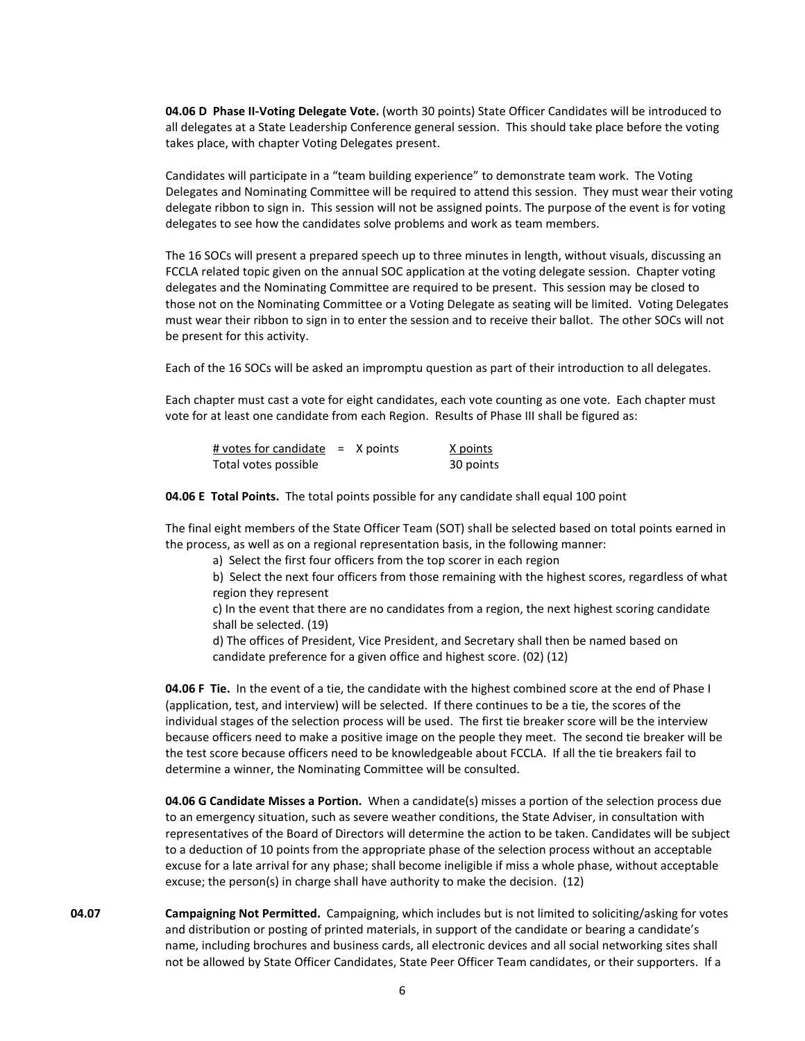**04.06 D Phase II-Voting Delegate Vote.** (worth 30 points) State Officer Candidates will be introduced to all delegates at a State Leadership Conference general session. This should take place before the voting takes place, with chapter Voting Delegates present.

Candidates will participate in a "team building experience" to demonstrate team work. The Voting Delegates and Nominating Committee will be required to attend this session. They must wear their voting delegate ribbon to sign in. This session will not be assigned points. The purpose of the event is for voting delegates to see how the candidates solve problems and work as team members.

The 16 SOCs will present a prepared speech up to three minutes in length, without visuals, discussing an FCCLA related topic given on the annual SOC application at the voting delegate session. Chapter voting delegates and the Nominating Committee are required to be present. This session may be closed to those not on the Nominating Committee or a Voting Delegate as seating will be limited. Voting Delegates must wear their ribbon to sign in to enter the session and to receive their ballot. The other SOCs will not be present for this activity.

Each of the 16 SOCs will be asked an impromptu question as part of their introduction to all delegates.

Each chapter must cast a vote for eight candidates, each vote counting as one vote. Each chapter must vote for at least one candidate from each Region. Results of Phase III shall be figured as:

$$\frac{\text{\# votes for candidate}}{\text{Total votes possible}} = \text{X points} \qquad \frac{\text{X points}}{\text{30 points}}$$

**04.06 E Total Points.** The total points possible for any candidate shall equal 100 point

The final eight members of the State Officer Team (SOT) shall be selected based on total points earned in the process, as well as on a regional representation basis, in the following manner:

a) Select the first four officers from the top scorer in each region

b) Select the next four officers from those remaining with the highest scores, regardless of what region they represent

c) In the event that there are no candidates from a region, the next highest scoring candidate shall be selected. (19)

d) The offices of President, Vice President, and Secretary shall then be named based on candidate preference for a given office and highest score. (02) (12)

**04.06 F Tie.** In the event of a tie, the candidate with the highest combined score at the end of Phase I (application, test, and interview) will be selected. If there continues to be a tie, the scores of the individual stages of the selection process will be used. The first tie breaker score will be the interview because officers need to make a positive image on the people they meet. The second tie breaker will be the test score because officers need to be knowledgeable about FCCLA. If all the tie breakers fail to determine a winner, the Nominating Committee will be consulted.

**04.06 G Candidate Misses a Portion.** When a candidate(s) misses a portion of the selection process due to an emergency situation, such as severe weather conditions, the State Adviser, in consultation with representatives of the Board of Directors will determine the action to be taken. Candidates will be subject to a deduction of 10 points from the appropriate phase of the selection process without an acceptable excuse for a late arrival for any phase; shall become ineligible if miss a whole phase, without acceptable excuse; the person(s) in charge shall have authority to make the decision. (12)

**04.07 Campaigning Not Permitted.** Campaigning, which includes but is not limited to soliciting/asking for votes and distribution or posting of printed materials, in support of the candidate or bearing a candidate's name, including brochures and business cards, all electronic devices and all social networking sites shall not be allowed by State Officer Candidates, State Peer Officer Team candidates, or their supporters. If a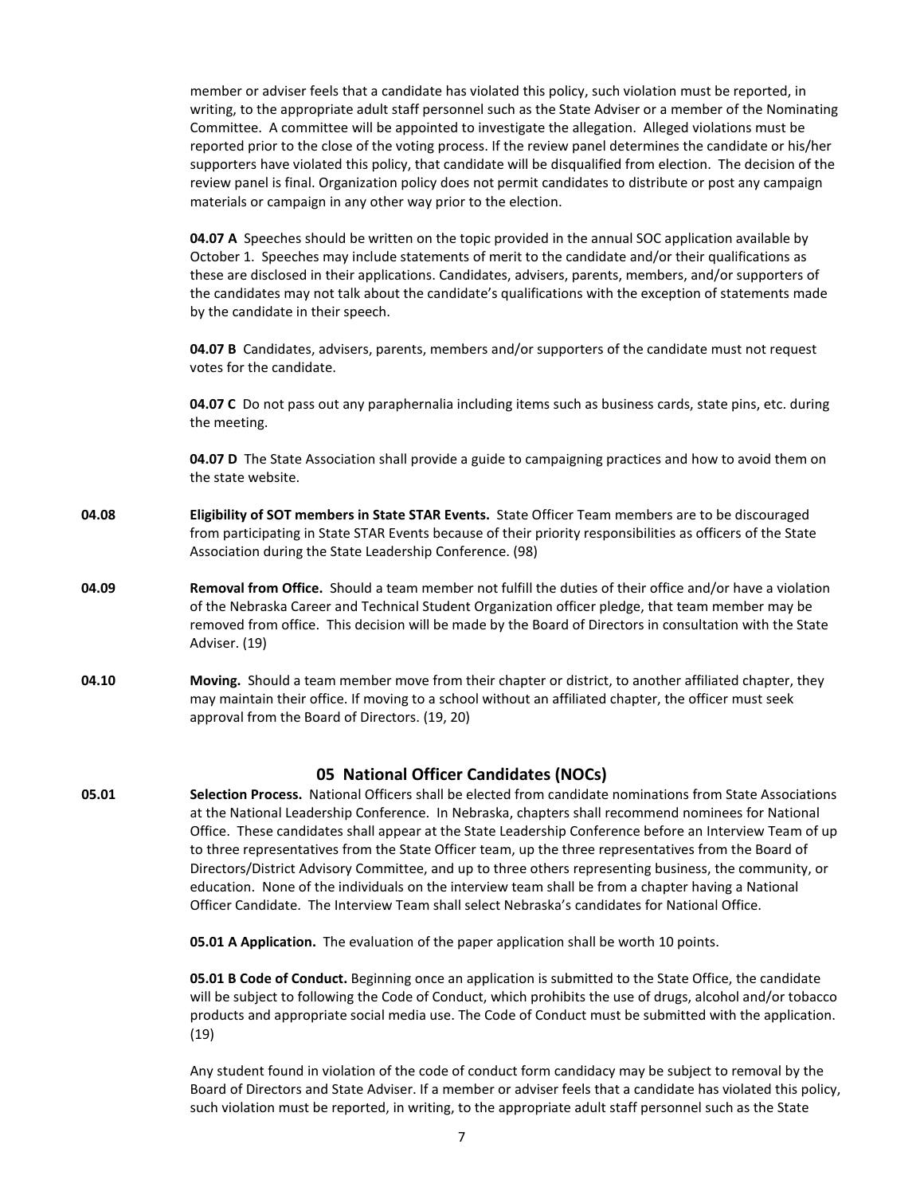member or adviser feels that a candidate has violated this policy, such violation must be reported, in writing, to the appropriate adult staff personnel such as the State Adviser or a member of the Nominating Committee. A committee will be appointed to investigate the allegation. Alleged violations must be reported prior to the close of the voting process. If the review panel determines the candidate or his/her supporters have violated this policy, that candidate will be disqualified from election. The decision of the review panel is final. Organization policy does not permit candidates to distribute or post any campaign materials or campaign in any other way prior to the election.

**04.07 A** Speeches should be written on the topic provided in the annual SOC application available by October 1. Speeches may include statements of merit to the candidate and/or their qualifications as these are disclosed in their applications. Candidates, advisers, parents, members, and/or supporters of the candidates may not talk about the candidate's qualifications with the exception of statements made by the candidate in their speech.

**04.07 B** Candidates, advisers, parents, members and/or supporters of the candidate must not request votes for the candidate.

**04.07 C** Do not pass out any paraphernalia including items such as business cards, state pins, etc. during the meeting.

**04.07 D** The State Association shall provide a guide to campaigning practices and how to avoid them on the state website.

**04.08** **Eligibility of SOT members in State STAR Events.** State Officer Team members are to be discouraged from participating in State STAR Events because of their priority responsibilities as officers of the State Association during the State Leadership Conference. (98)

**04.09** **Removal from Office.** Should a team member not fulfill the duties of their office and/or have a violation of the Nebraska Career and Technical Student Organization officer pledge, that team member may be removed from office. This decision will be made by the Board of Directors in consultation with the State Adviser. (19)

**04.10** **Moving.** Should a team member move from their chapter or district, to another affiliated chapter, they may maintain their office. If moving to a school without an affiliated chapter, the officer must seek approval from the Board of Directors. (19, 20)

## 05 National Officer Candidates (NOCs)

**05.01** **Selection Process.** National Officers shall be elected from candidate nominations from State Associations at the National Leadership Conference. In Nebraska, chapters shall recommend nominees for National Office. These candidates shall appear at the State Leadership Conference before an Interview Team of up to three representatives from the State Officer team, up the three representatives from the Board of Directors/District Advisory Committee, and up to three others representing business, the community, or education. None of the individuals on the interview team shall be from a chapter having a National Officer Candidate. The Interview Team shall select Nebraska's candidates for National Office.

**05.01 A Application.** The evaluation of the paper application shall be worth 10 points.

**05.01 B Code of Conduct.** Beginning once an application is submitted to the State Office, the candidate will be subject to following the Code of Conduct, which prohibits the use of drugs, alcohol and/or tobacco products and appropriate social media use. The Code of Conduct must be submitted with the application. (19)

Any student found in violation of the code of conduct form candidacy may be subject to removal by the Board of Directors and State Adviser. If a member or adviser feels that a candidate has violated this policy, such violation must be reported, in writing, to the appropriate adult staff personnel such as the State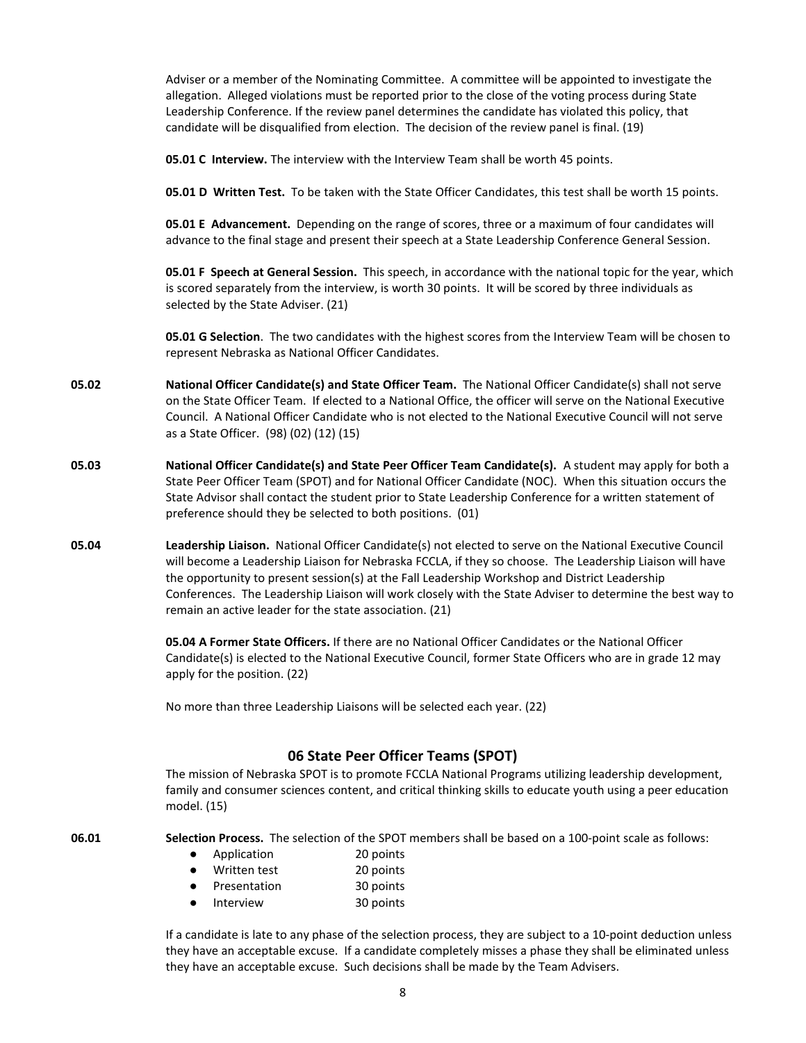Adviser or a member of the Nominating Committee. A committee will be appointed to investigate the allegation. Alleged violations must be reported prior to the close of the voting process during State Leadership Conference. If the review panel determines the candidate has violated this policy, that candidate will be disqualified from election. The decision of the review panel is final. (19)

**05.01 C Interview.** The interview with the Interview Team shall be worth 45 points.

**05.01 D Written Test.** To be taken with the State Officer Candidates, this test shall be worth 15 points.

**05.01 E Advancement.** Depending on the range of scores, three or a maximum of four candidates will advance to the final stage and present their speech at a State Leadership Conference General Session.

**05.01 F Speech at General Session.** This speech, in accordance with the national topic for the year, which is scored separately from the interview, is worth 30 points. It will be scored by three individuals as selected by the State Adviser. (21)

**05.01 G Selection**. The two candidates with the highest scores from the Interview Team will be chosen to represent Nebraska as National Officer Candidates.

**05.02** **National Officer Candidate(s) and State Officer Team.** The National Officer Candidate(s) shall not serve on the State Officer Team. If elected to a National Office, the officer will serve on the National Executive Council. A National Officer Candidate who is not elected to the National Executive Council will not serve as a State Officer. (98) (02) (12) (15)

**05.03** **National Officer Candidate(s) and State Peer Officer Team Candidate(s).** A student may apply for both a State Peer Officer Team (SPOT) and for National Officer Candidate (NOC). When this situation occurs the State Advisor shall contact the student prior to State Leadership Conference for a written statement of preference should they be selected to both positions. (01)

**05.04** **Leadership Liaison.** National Officer Candidate(s) not elected to serve on the National Executive Council will become a Leadership Liaison for Nebraska FCCLA, if they so choose. The Leadership Liaison will have the opportunity to present session(s) at the Fall Leadership Workshop and District Leadership Conferences. The Leadership Liaison will work closely with the State Adviser to determine the best way to remain an active leader for the state association. (21)

**05.04 A Former State Officers.** If there are no National Officer Candidates or the National Officer Candidate(s) is elected to the National Executive Council, former State Officers who are in grade 12 may apply for the position. (22)

No more than three Leadership Liaisons will be selected each year. (22)

## 06 State Peer Officer Teams (SPOT)

The mission of Nebraska SPOT is to promote FCCLA National Programs utilizing leadership development, family and consumer sciences content, and critical thinking skills to educate youth using a peer education model. (15)

**06.01** **Selection Process.** The selection of the SPOT members shall be based on a 100-point scale as follows:

- Application 20 points
- Written test 20 points
- Presentation 30 points
- Interview 30 points

If a candidate is late to any phase of the selection process, they are subject to a 10-point deduction unless they have an acceptable excuse. If a candidate completely misses a phase they shall be eliminated unless they have an acceptable excuse. Such decisions shall be made by the Team Advisers.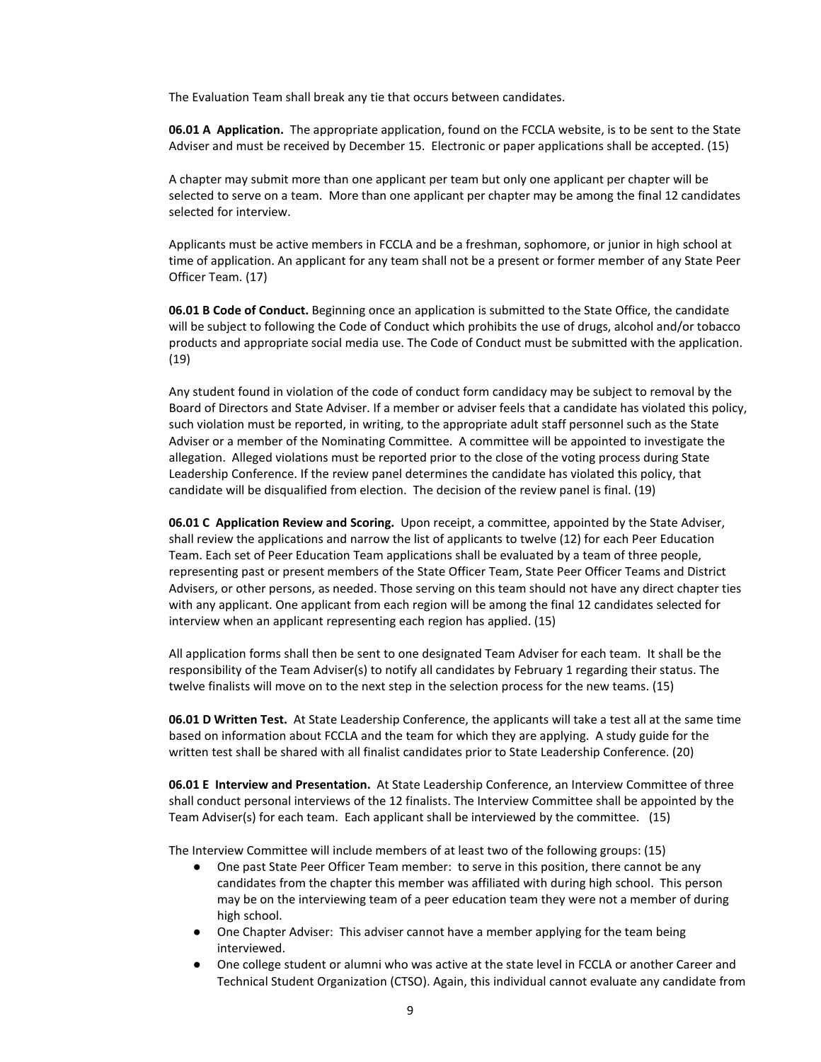The Evaluation Team shall break any tie that occurs between candidates.

**06.01 A Application.** The appropriate application, found on the FCCLA website, is to be sent to the State Adviser and must be received by December 15. Electronic or paper applications shall be accepted. (15)

A chapter may submit more than one applicant per team but only one applicant per chapter will be selected to serve on a team. More than one applicant per chapter may be among the final 12 candidates selected for interview.

Applicants must be active members in FCCLA and be a freshman, sophomore, or junior in high school at time of application. An applicant for any team shall not be a present or former member of any State Peer Officer Team. (17)

**06.01 B Code of Conduct.** Beginning once an application is submitted to the State Office, the candidate will be subject to following the Code of Conduct which prohibits the use of drugs, alcohol and/or tobacco products and appropriate social media use. The Code of Conduct must be submitted with the application. (19)

Any student found in violation of the code of conduct form candidacy may be subject to removal by the Board of Directors and State Adviser. If a member or adviser feels that a candidate has violated this policy, such violation must be reported, in writing, to the appropriate adult staff personnel such as the State Adviser or a member of the Nominating Committee. A committee will be appointed to investigate the allegation. Alleged violations must be reported prior to the close of the voting process during State Leadership Conference. If the review panel determines the candidate has violated this policy, that candidate will be disqualified from election. The decision of the review panel is final. (19)

**06.01 C Application Review and Scoring.** Upon receipt, a committee, appointed by the State Adviser, shall review the applications and narrow the list of applicants to twelve (12) for each Peer Education Team. Each set of Peer Education Team applications shall be evaluated by a team of three people, representing past or present members of the State Officer Team, State Peer Officer Teams and District Advisers, or other persons, as needed. Those serving on this team should not have any direct chapter ties with any applicant. One applicant from each region will be among the final 12 candidates selected for interview when an applicant representing each region has applied. (15)

All application forms shall then be sent to one designated Team Adviser for each team. It shall be the responsibility of the Team Adviser(s) to notify all candidates by February 1 regarding their status. The twelve finalists will move on to the next step in the selection process for the new teams. (15)

**06.01 D Written Test.** At State Leadership Conference, the applicants will take a test all at the same time based on information about FCCLA and the team for which they are applying. A study guide for the written test shall be shared with all finalist candidates prior to State Leadership Conference. (20)

**06.01 E Interview and Presentation.** At State Leadership Conference, an Interview Committee of three shall conduct personal interviews of the 12 finalists. The Interview Committee shall be appointed by the Team Adviser(s) for each team. Each applicant shall be interviewed by the committee. (15)

The Interview Committee will include members of at least two of the following groups: (15)

- One past State Peer Officer Team member: to serve in this position, there cannot be any candidates from the chapter this member was affiliated with during high school. This person may be on the interviewing team of a peer education team they were not a member of during high school.
- One Chapter Adviser: This adviser cannot have a member applying for the team being interviewed.
- One college student or alumni who was active at the state level in FCCLA or another Career and Technical Student Organization (CTSO). Again, this individual cannot evaluate any candidate from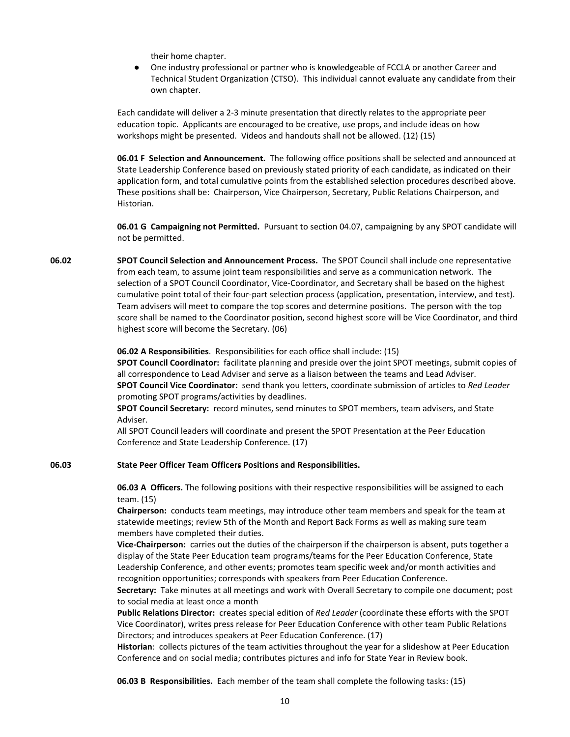their home chapter.

- One industry professional or partner who is knowledgeable of FCCLA or another Career and Technical Student Organization (CTSO). This individual cannot evaluate any candidate from their own chapter.

Each candidate will deliver a 2-3 minute presentation that directly relates to the appropriate peer education topic. Applicants are encouraged to be creative, use props, and include ideas on how workshops might be presented. Videos and handouts shall not be allowed. (12) (15)

**06.01 F Selection and Announcement.** The following office positions shall be selected and announced at State Leadership Conference based on previously stated priority of each candidate, as indicated on their application form, and total cumulative points from the established selection procedures described above. These positions shall be: Chairperson, Vice Chairperson, Secretary, Public Relations Chairperson, and Historian.

**06.01 G Campaigning not Permitted.** Pursuant to section 04.07, campaigning by any SPOT candidate will not be permitted.

**06.02 SPOT Council Selection and Announcement Process.** The SPOT Council shall include one representative from each team, to assume joint team responsibilities and serve as a communication network. The selection of a SPOT Council Coordinator, Vice-Coordinator, and Secretary shall be based on the highest cumulative point total of their four-part selection process (application, presentation, interview, and test). Team advisers will meet to compare the top scores and determine positions. The person with the top score shall be named to the Coordinator position, second highest score will be Vice Coordinator, and third highest score will become the Secretary. (06)

**06.02 A Responsibilities**. Responsibilities for each office shall include: (15)
**SPOT Council Coordinator:** facilitate planning and preside over the joint SPOT meetings, submit copies of all correspondence to Lead Adviser and serve as a liaison between the teams and Lead Adviser.
**SPOT Council Vice Coordinator:** send thank you letters, coordinate submission of articles to *Red Leader* promoting SPOT programs/activities by deadlines.
**SPOT Council Secretary:** record minutes, send minutes to SPOT members, team advisers, and State Adviser.
All SPOT Council leaders will coordinate and present the SPOT Presentation at the Peer Education Conference and State Leadership Conference. (17)

**06.03 State Peer Officer Team Officers Positions and Responsibilities.**

**06.03 A Officers.** The following positions with their respective responsibilities will be assigned to each team. (15)
**Chairperson:** conducts team meetings, may introduce other team members and speak for the team at statewide meetings; review 5th of the Month and Report Back Forms as well as making sure team members have completed their duties.
**Vice-Chairperson:** carries out the duties of the chairperson if the chairperson is absent, puts together a display of the State Peer Education team programs/teams for the Peer Education Conference, State Leadership Conference, and other events; promotes team specific week and/or month activities and recognition opportunities; corresponds with speakers from Peer Education Conference.
**Secretary:** Take minutes at all meetings and work with Overall Secretary to compile one document; post to social media at least once a month
**Public Relations Director:** creates special edition of *Red Leader* (coordinate these efforts with the SPOT Vice Coordinator), writes press release for Peer Education Conference with other team Public Relations Directors; and introduces speakers at Peer Education Conference. (17)
**Historian**: collects pictures of the team activities throughout the year for a slideshow at Peer Education Conference and on social media; contributes pictures and info for State Year in Review book.

**06.03 B Responsibilities.** Each member of the team shall complete the following tasks: (15)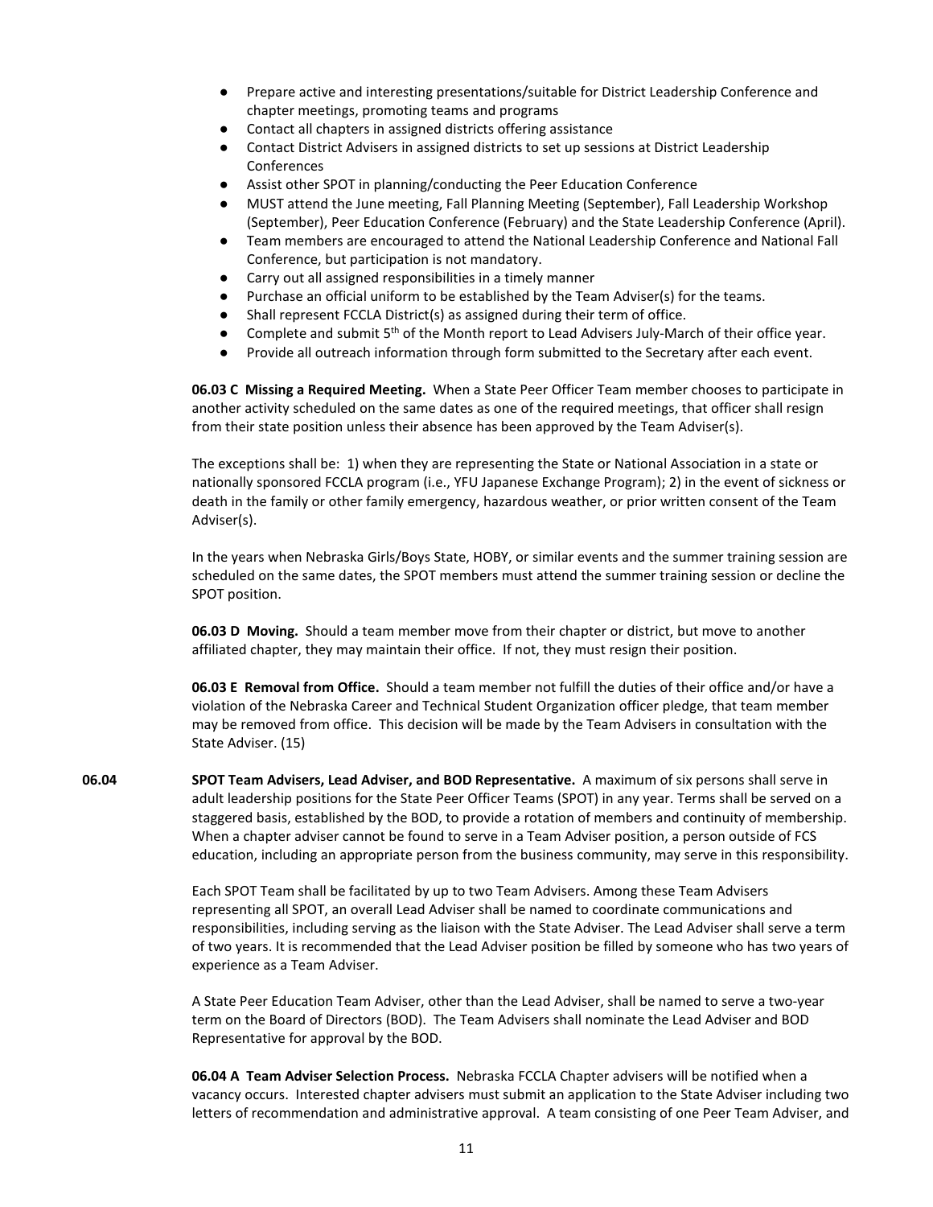- Prepare active and interesting presentations/suitable for District Leadership Conference and chapter meetings, promoting teams and programs
- Contact all chapters in assigned districts offering assistance
- Contact District Advisers in assigned districts to set up sessions at District Leadership Conferences
- Assist other SPOT in planning/conducting the Peer Education Conference
- MUST attend the June meeting, Fall Planning Meeting (September), Fall Leadership Workshop (September), Peer Education Conference (February) and the State Leadership Conference (April).
- Team members are encouraged to attend the National Leadership Conference and National Fall Conference, but participation is not mandatory.
- Carry out all assigned responsibilities in a timely manner
- Purchase an official uniform to be established by the Team Adviser(s) for the teams.
- Shall represent FCCLA District(s) as assigned during their term of office.
- Complete and submit 5th of the Month report to Lead Advisers July-March of their office year.
- Provide all outreach information through form submitted to the Secretary after each event.

**06.03 C Missing a Required Meeting.** When a State Peer Officer Team member chooses to participate in another activity scheduled on the same dates as one of the required meetings, that officer shall resign from their state position unless their absence has been approved by the Team Adviser(s).

The exceptions shall be: 1) when they are representing the State or National Association in a state or nationally sponsored FCCLA program (i.e., YFU Japanese Exchange Program); 2) in the event of sickness or death in the family or other family emergency, hazardous weather, or prior written consent of the Team Adviser(s).

In the years when Nebraska Girls/Boys State, HOBY, or similar events and the summer training session are scheduled on the same dates, the SPOT members must attend the summer training session or decline the SPOT position.

**06.03 D Moving.** Should a team member move from their chapter or district, but move to another affiliated chapter, they may maintain their office. If not, they must resign their position.

**06.03 E Removal from Office.** Should a team member not fulfill the duties of their office and/or have a violation of the Nebraska Career and Technical Student Organization officer pledge, that team member may be removed from office. This decision will be made by the Team Advisers in consultation with the State Adviser. (15)

**06.04 SPOT Team Advisers, Lead Adviser, and BOD Representative.** A maximum of six persons shall serve in adult leadership positions for the State Peer Officer Teams (SPOT) in any year. Terms shall be served on a staggered basis, established by the BOD, to provide a rotation of members and continuity of membership. When a chapter adviser cannot be found to serve in a Team Adviser position, a person outside of FCS education, including an appropriate person from the business community, may serve in this responsibility.

Each SPOT Team shall be facilitated by up to two Team Advisers. Among these Team Advisers representing all SPOT, an overall Lead Adviser shall be named to coordinate communications and responsibilities, including serving as the liaison with the State Adviser. The Lead Adviser shall serve a term of two years. It is recommended that the Lead Adviser position be filled by someone who has two years of experience as a Team Adviser.

A State Peer Education Team Adviser, other than the Lead Adviser, shall be named to serve a two-year term on the Board of Directors (BOD). The Team Advisers shall nominate the Lead Adviser and BOD Representative for approval by the BOD.

**06.04 A Team Adviser Selection Process.** Nebraska FCCLA Chapter advisers will be notified when a vacancy occurs. Interested chapter advisers must submit an application to the State Adviser including two letters of recommendation and administrative approval. A team consisting of one Peer Team Adviser, and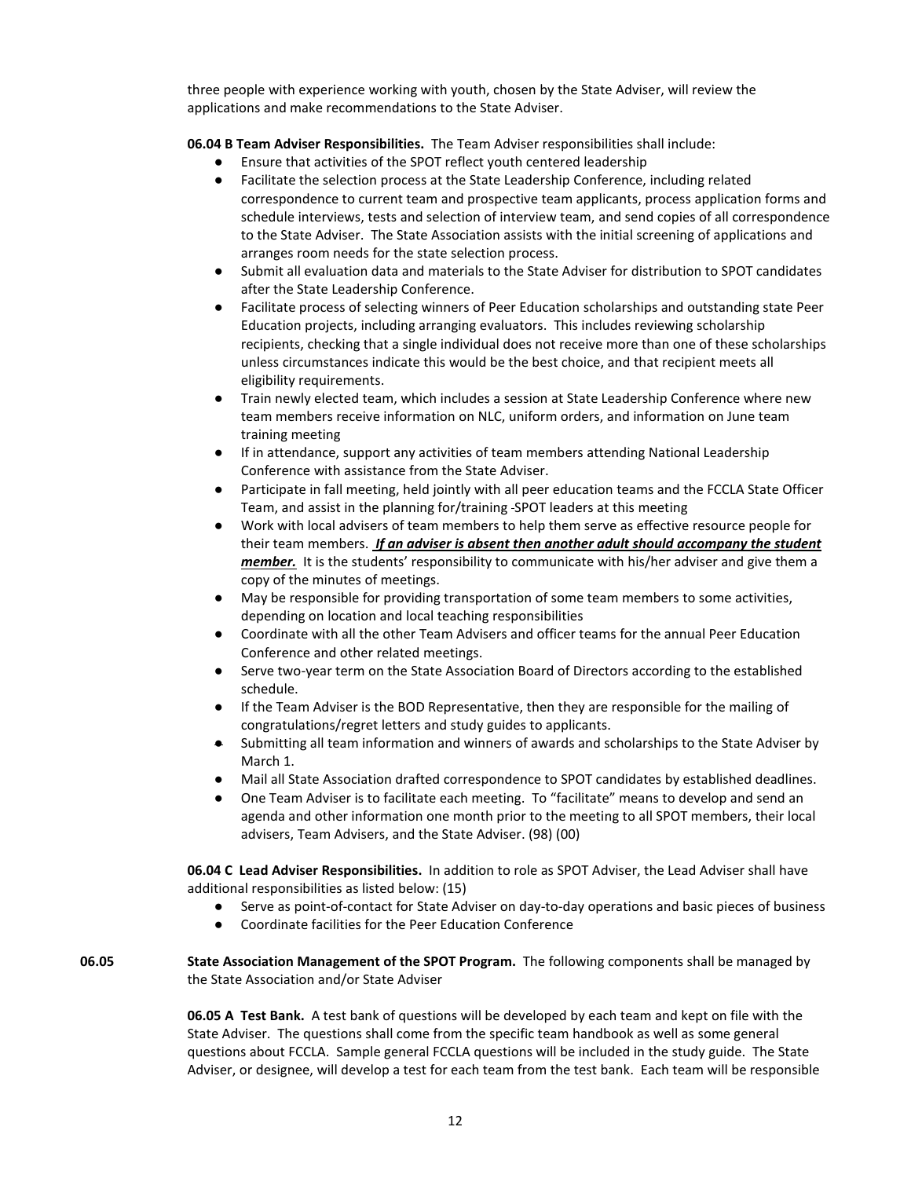three people with experience working with youth, chosen by the State Adviser, will review the applications and make recommendations to the State Adviser.

**06.04 B Team Adviser Responsibilities.** The Team Adviser responsibilities shall include:

- Ensure that activities of the SPOT reflect youth centered leadership
- Facilitate the selection process at the State Leadership Conference, including related correspondence to current team and prospective team applicants, process application forms and schedule interviews, tests and selection of interview team, and send copies of all correspondence to the State Adviser. The State Association assists with the initial screening of applications and arranges room needs for the state selection process.
- Submit all evaluation data and materials to the State Adviser for distribution to SPOT candidates after the State Leadership Conference.
- Facilitate process of selecting winners of Peer Education scholarships and outstanding state Peer Education projects, including arranging evaluators. This includes reviewing scholarship recipients, checking that a single individual does not receive more than one of these scholarships unless circumstances indicate this would be the best choice, and that recipient meets all eligibility requirements.
- Train newly elected team, which includes a session at State Leadership Conference where new team members receive information on NLC, uniform orders, and information on June team training meeting
- If in attendance, support any activities of team members attending National Leadership Conference with assistance from the State Adviser.
- Participate in fall meeting, held jointly with all peer education teams and the FCCLA State Officer Team, and assist in the planning for/training -SPOT leaders at this meeting
- Work with local advisers of team members to help them serve as effective resource people for their team members. ***If an adviser is absent then another adult should accompany the student member.*** It is the students' responsibility to communicate with his/her adviser and give them a copy of the minutes of meetings.
- May be responsible for providing transportation of some team members to some activities, depending on location and local teaching responsibilities
- Coordinate with all the other Team Advisers and officer teams for the annual Peer Education Conference and other related meetings.
- Serve two-year term on the State Association Board of Directors according to the established schedule.
- If the Team Adviser is the BOD Representative, then they are responsible for the mailing of congratulations/regret letters and study guides to applicants.
- Submitting all team information and winners of awards and scholarships to the State Adviser by March 1.
- Mail all State Association drafted correspondence to SPOT candidates by established deadlines.
- One Team Adviser is to facilitate each meeting. To "facilitate" means to develop and send an agenda and other information one month prior to the meeting to all SPOT members, their local advisers, Team Advisers, and the State Adviser. (98) (00)

**06.04 C Lead Adviser Responsibilities.** In addition to role as SPOT Adviser, the Lead Adviser shall have additional responsibilities as listed below: (15)

- Serve as point-of-contact for State Adviser on day-to-day operations and basic pieces of business
- Coordinate facilities for the Peer Education Conference

**06.05 State Association Management of the SPOT Program.** The following components shall be managed by the State Association and/or State Adviser

**06.05 A Test Bank.** A test bank of questions will be developed by each team and kept on file with the State Adviser. The questions shall come from the specific team handbook as well as some general questions about FCCLA. Sample general FCCLA questions will be included in the study guide. The State Adviser, or designee, will develop a test for each team from the test bank. Each team will be responsible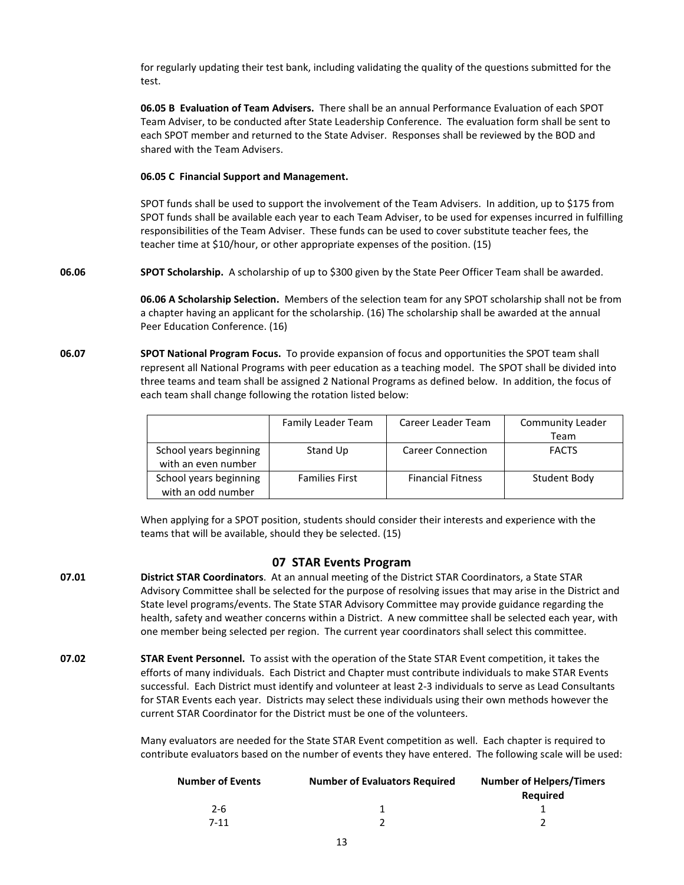for regularly updating their test bank, including validating the quality of the questions submitted for the test.

**06.05 B Evaluation of Team Advisers.** There shall be an annual Performance Evaluation of each SPOT Team Adviser, to be conducted after State Leadership Conference. The evaluation form shall be sent to each SPOT member and returned to the State Adviser. Responses shall be reviewed by the BOD and shared with the Team Advisers.

**06.05 C Financial Support and Management.**

SPOT funds shall be used to support the involvement of the Team Advisers. In addition, up to $175 from SPOT funds shall be available each year to each Team Adviser, to be used for expenses incurred in fulfilling responsibilities of the Team Adviser. These funds can be used to cover substitute teacher fees, the teacher time at $10/hour, or other appropriate expenses of the position. (15)

**06.06 SPOT Scholarship.** A scholarship of up to $300 given by the State Peer Officer Team shall be awarded.

**06.06 A Scholarship Selection.** Members of the selection team for any SPOT scholarship shall not be from a chapter having an applicant for the scholarship. (16) The scholarship shall be awarded at the annual Peer Education Conference. (16)

**06.07 SPOT National Program Focus.** To provide expansion of focus and opportunities the SPOT team shall represent all National Programs with peer education as a teaching model. The SPOT shall be divided into three teams and team shall be assigned 2 National Programs as defined below. In addition, the focus of each team shall change following the rotation listed below:

| | Family Leader Team | Career Leader Team | Community Leader Team |
|---|---|---|---|
| School years beginning with an even number | Stand Up | Career Connection | FACTS |
| School years beginning with an odd number | Families First | Financial Fitness | Student Body |

When applying for a SPOT position, students should consider their interests and experience with the teams that will be available, should they be selected. (15)

## 07 STAR Events Program

**07.01 District STAR Coordinators**. At an annual meeting of the District STAR Coordinators, a State STAR Advisory Committee shall be selected for the purpose of resolving issues that may arise in the District and State level programs/events. The State STAR Advisory Committee may provide guidance regarding the health, safety and weather concerns within a District. A new committee shall be selected each year, with one member being selected per region. The current year coordinators shall select this committee.

**07.02 STAR Event Personnel.** To assist with the operation of the State STAR Event competition, it takes the efforts of many individuals. Each District and Chapter must contribute individuals to make STAR Events successful. Each District must identify and volunteer at least 2-3 individuals to serve as Lead Consultants for STAR Events each year. Districts may select these individuals using their own methods however the current STAR Coordinator for the District must be one of the volunteers.

Many evaluators are needed for the State STAR Event competition as well. Each chapter is required to contribute evaluators based on the number of events they have entered. The following scale will be used:

| Number of Events | Number of Evaluators Required | Number of Helpers/Timers Required |
|---|---|---|
| 2-6 | 1 | 1 |
| 7-11 | 2 | 2 |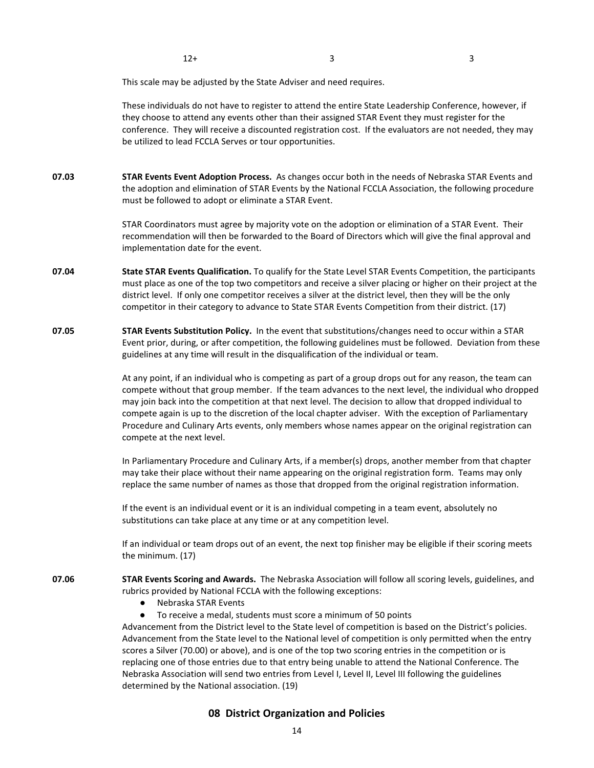| 12+ | 3 | 3 |
|---|---|---|

This scale may be adjusted by the State Adviser and need requires.

These individuals do not have to register to attend the entire State Leadership Conference, however, if they choose to attend any events other than their assigned STAR Event they must register for the conference. They will receive a discounted registration cost. If the evaluators are not needed, they may be utilized to lead FCCLA Serves or tour opportunities.

**07.03** **STAR Events Event Adoption Process.** As changes occur both in the needs of Nebraska STAR Events and the adoption and elimination of STAR Events by the National FCCLA Association, the following procedure must be followed to adopt or eliminate a STAR Event.

STAR Coordinators must agree by majority vote on the adoption or elimination of a STAR Event. Their recommendation will then be forwarded to the Board of Directors which will give the final approval and implementation date for the event.

**07.04** **State STAR Events Qualification.** To qualify for the State Level STAR Events Competition, the participants must place as one of the top two competitors and receive a silver placing or higher on their project at the district level. If only one competitor receives a silver at the district level, then they will be the only competitor in their category to advance to State STAR Events Competition from their district. (17)

**07.05** **STAR Events Substitution Policy.** In the event that substitutions/changes need to occur within a STAR Event prior, during, or after competition, the following guidelines must be followed. Deviation from these guidelines at any time will result in the disqualification of the individual or team.

At any point, if an individual who is competing as part of a group drops out for any reason, the team can compete without that group member. If the team advances to the next level, the individual who dropped may join back into the competition at that next level. The decision to allow that dropped individual to compete again is up to the discretion of the local chapter adviser. With the exception of Parliamentary Procedure and Culinary Arts events, only members whose names appear on the original registration can compete at the next level.

In Parliamentary Procedure and Culinary Arts, if a member(s) drops, another member from that chapter may take their place without their name appearing on the original registration form. Teams may only replace the same number of names as those that dropped from the original registration information.

If the event is an individual event or it is an individual competing in a team event, absolutely no substitutions can take place at any time or at any competition level.

If an individual or team drops out of an event, the next top finisher may be eligible if their scoring meets the minimum. (17)

**07.06** **STAR Events Scoring and Awards.** The Nebraska Association will follow all scoring levels, guidelines, and rubrics provided by National FCCLA with the following exceptions:

- Nebraska STAR Events
- To receive a medal, students must score a minimum of 50 points

Advancement from the District level to the State level of competition is based on the District's policies. Advancement from the State level to the National level of competition is only permitted when the entry scores a Silver (70.00) or above), and is one of the top two scoring entries in the competition or is replacing one of those entries due to that entry being unable to attend the National Conference. The Nebraska Association will send two entries from Level I, Level II, Level III following the guidelines determined by the National association. (19)

## 08 District Organization and Policies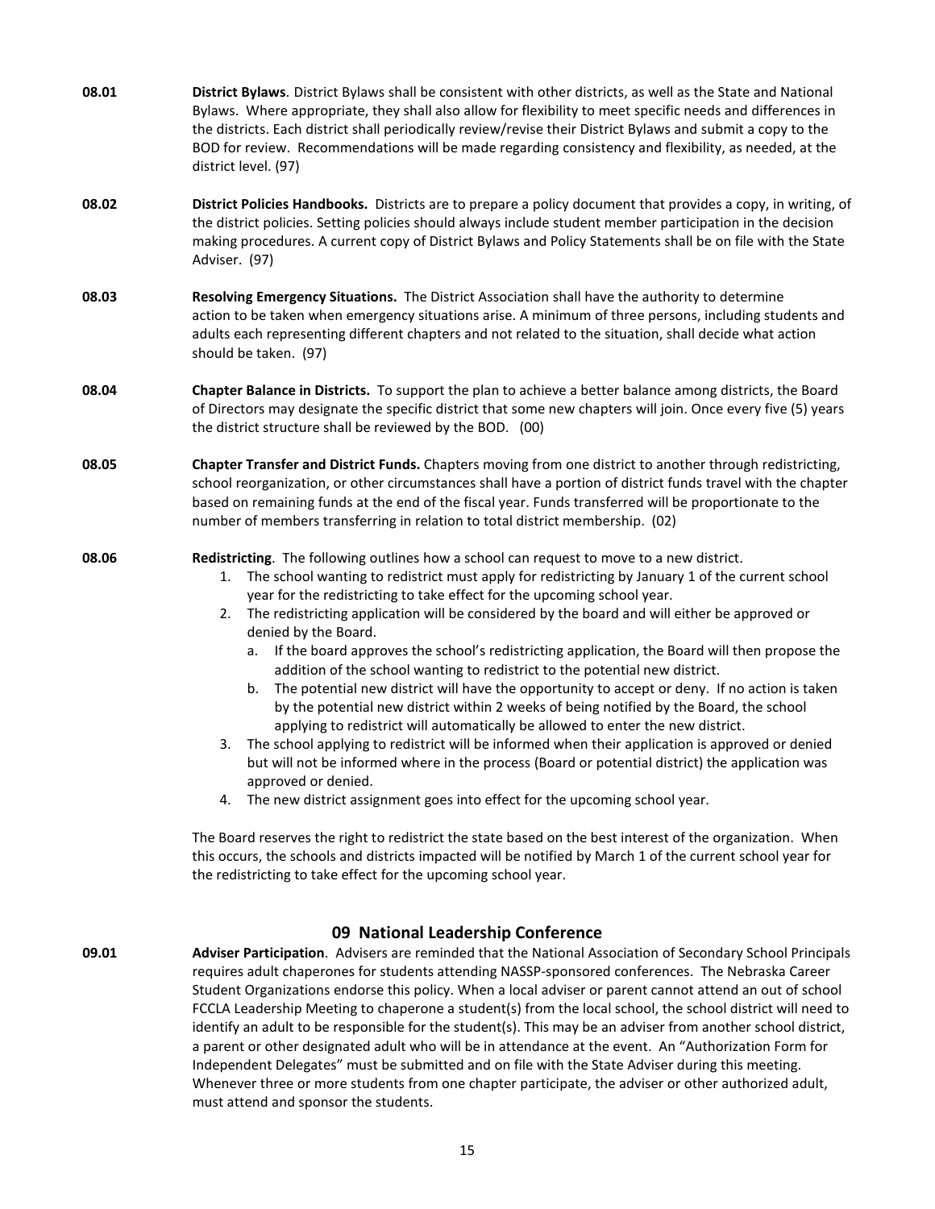**08.01** **District Bylaws**. District Bylaws shall be consistent with other districts, as well as the State and National Bylaws. Where appropriate, they shall also allow for flexibility to meet specific needs and differences in the districts. Each district shall periodically review/revise their District Bylaws and submit a copy to the BOD for review. Recommendations will be made regarding consistency and flexibility, as needed, at the district level. (97)

**08.02** **District Policies Handbooks.** Districts are to prepare a policy document that provides a copy, in writing, of the district policies. Setting policies should always include student member participation in the decision making procedures. A current copy of District Bylaws and Policy Statements shall be on file with the State Adviser. (97)

**08.03** **Resolving Emergency Situations.** The District Association shall have the authority to determine action to be taken when emergency situations arise. A minimum of three persons, including students and adults each representing different chapters and not related to the situation, shall decide what action should be taken. (97)

**08.04** **Chapter Balance in Districts.** To support the plan to achieve a better balance among districts, the Board of Directors may designate the specific district that some new chapters will join. Once every five (5) years the district structure shall be reviewed by the BOD. (00)

**08.05** **Chapter Transfer and District Funds.** Chapters moving from one district to another through redistricting, school reorganization, or other circumstances shall have a portion of district funds travel with the chapter based on remaining funds at the end of the fiscal year. Funds transferred will be proportionate to the number of members transferring in relation to total district membership. (02)

**08.06** **Redistricting**. The following outlines how a school can request to move to a new district.

1. The school wanting to redistrict must apply for redistricting by January 1 of the current school year for the redistricting to take effect for the upcoming school year.
2. The redistricting application will be considered by the board and will either be approved or denied by the Board.
   a. If the board approves the school's redistricting application, the Board will then propose the addition of the school wanting to redistrict to the potential new district.
   b. The potential new district will have the opportunity to accept or deny. If no action is taken by the potential new district within 2 weeks of being notified by the Board, the school applying to redistrict will automatically be allowed to enter the new district.
3. The school applying to redistrict will be informed when their application is approved or denied but will not be informed where in the process (Board or potential district) the application was approved or denied.
4. The new district assignment goes into effect for the upcoming school year.

The Board reserves the right to redistrict the state based on the best interest of the organization. When this occurs, the schools and districts impacted will be notified by March 1 of the current school year for the redistricting to take effect for the upcoming school year.

## 09 National Leadership Conference

**09.01** **Adviser Participation**. Advisers are reminded that the National Association of Secondary School Principals requires adult chaperones for students attending NASSP-sponsored conferences. The Nebraska Career Student Organizations endorse this policy. When a local adviser or parent cannot attend an out of school FCCLA Leadership Meeting to chaperone a student(s) from the local school, the school district will need to identify an adult to be responsible for the student(s). This may be an adviser from another school district, a parent or other designated adult who will be in attendance at the event. An "Authorization Form for Independent Delegates" must be submitted and on file with the State Adviser during this meeting. Whenever three or more students from one chapter participate, the adviser or other authorized adult, must attend and sponsor the students.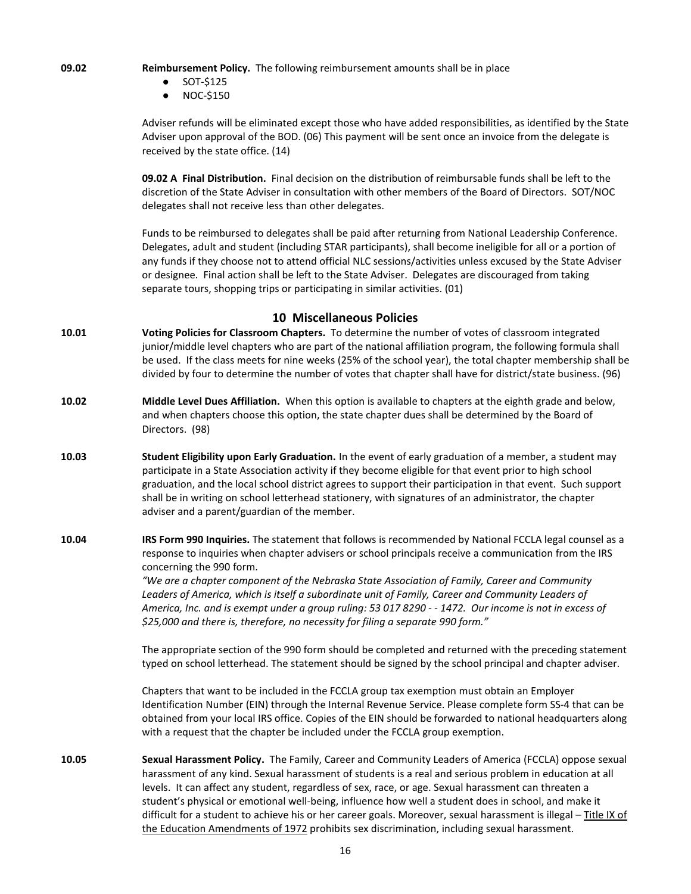**09.02** **Reimbursement Policy.** The following reimbursement amounts shall be in place

- SOT-$125
- NOC-$150

Adviser refunds will be eliminated except those who have added responsibilities, as identified by the State Adviser upon approval of the BOD. (06) This payment will be sent once an invoice from the delegate is received by the state office. (14)

**09.02 A Final Distribution.** Final decision on the distribution of reimbursable funds shall be left to the discretion of the State Adviser in consultation with other members of the Board of Directors. SOT/NOC delegates shall not receive less than other delegates.

Funds to be reimbursed to delegates shall be paid after returning from National Leadership Conference. Delegates, adult and student (including STAR participants), shall become ineligible for all or a portion of any funds if they choose not to attend official NLC sessions/activities unless excused by the State Adviser or designee. Final action shall be left to the State Adviser. Delegates are discouraged from taking separate tours, shopping trips or participating in similar activities. (01)

## 10 Miscellaneous Policies

**10.01** **Voting Policies for Classroom Chapters.** To determine the number of votes of classroom integrated junior/middle level chapters who are part of the national affiliation program, the following formula shall be used. If the class meets for nine weeks (25% of the school year), the total chapter membership shall be divided by four to determine the number of votes that chapter shall have for district/state business. (96)

**10.02** **Middle Level Dues Affiliation.** When this option is available to chapters at the eighth grade and below, and when chapters choose this option, the state chapter dues shall be determined by the Board of Directors. (98)

**10.03** **Student Eligibility upon Early Graduation.** In the event of early graduation of a member, a student may participate in a State Association activity if they become eligible for that event prior to high school graduation, and the local school district agrees to support their participation in that event. Such support shall be in writing on school letterhead stationery, with signatures of an administrator, the chapter adviser and a parent/guardian of the member.

**10.04** **IRS Form 990 Inquiries.** The statement that follows is recommended by National FCCLA legal counsel as a response to inquiries when chapter advisers or school principals receive a communication from the IRS concerning the 990 form.

*"We are a chapter component of the Nebraska State Association of Family, Career and Community Leaders of America, which is itself a subordinate unit of Family, Career and Community Leaders of America, Inc. and is exempt under a group ruling: 53 017 8290 - - 1472. Our income is not in excess of $25,000 and there is, therefore, no necessity for filing a separate 990 form."*

The appropriate section of the 990 form should be completed and returned with the preceding statement typed on school letterhead. The statement should be signed by the school principal and chapter adviser.

Chapters that want to be included in the FCCLA group tax exemption must obtain an Employer Identification Number (EIN) through the Internal Revenue Service. Please complete form SS-4 that can be obtained from your local IRS office. Copies of the EIN should be forwarded to national headquarters along with a request that the chapter be included under the FCCLA group exemption.

**10.05** **Sexual Harassment Policy.** The Family, Career and Community Leaders of America (FCCLA) oppose sexual harassment of any kind. Sexual harassment of students is a real and serious problem in education at all levels. It can affect any student, regardless of sex, race, or age. Sexual harassment can threaten a student's physical or emotional well-being, influence how well a student does in school, and make it difficult for a student to achieve his or her career goals. Moreover, sexual harassment is illegal – Title IX of the Education Amendments of 1972 prohibits sex discrimination, including sexual harassment.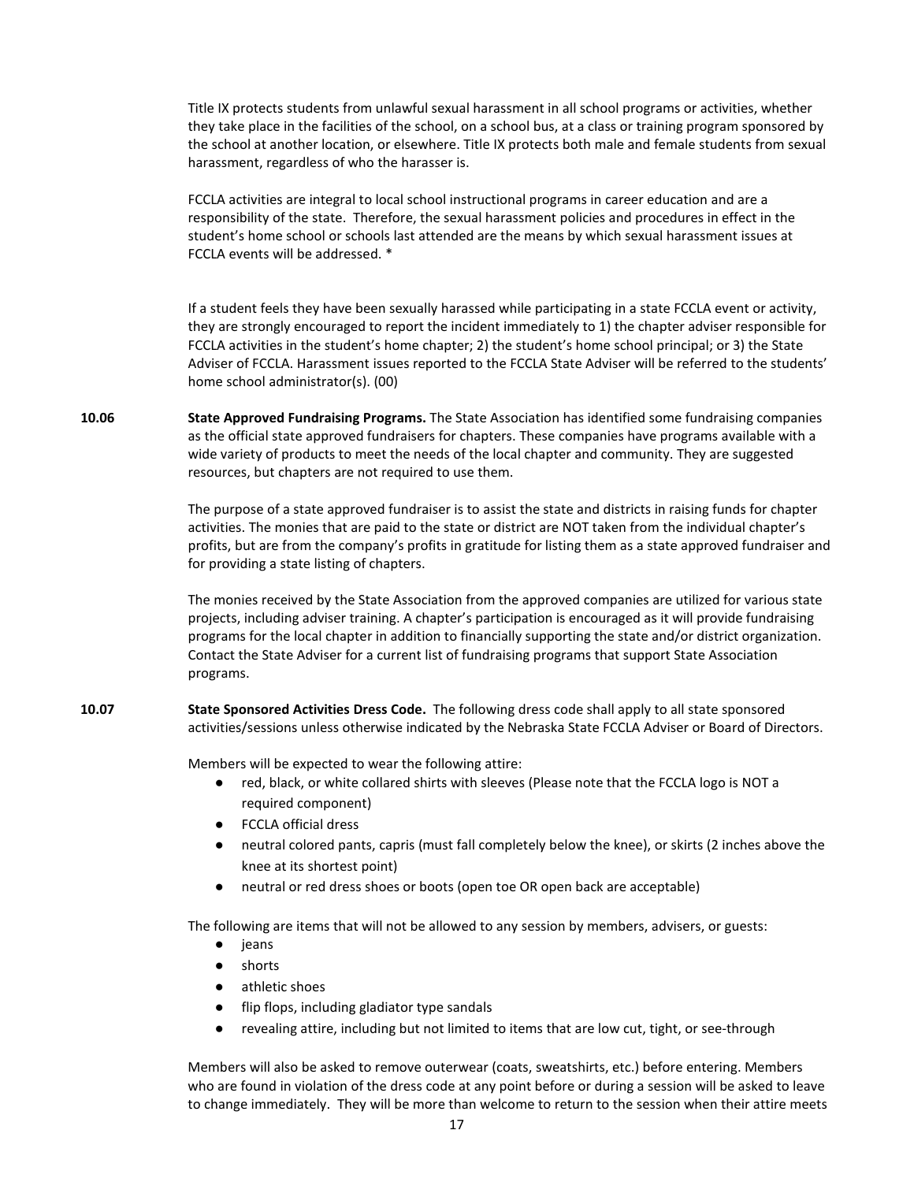Title IX protects students from unlawful sexual harassment in all school programs or activities, whether they take place in the facilities of the school, on a school bus, at a class or training program sponsored by the school at another location, or elsewhere. Title IX protects both male and female students from sexual harassment, regardless of who the harasser is.

FCCLA activities are integral to local school instructional programs in career education and are a responsibility of the state. Therefore, the sexual harassment policies and procedures in effect in the student's home school or schools last attended are the means by which sexual harassment issues at FCCLA events will be addressed. *

If a student feels they have been sexually harassed while participating in a state FCCLA event or activity, they are strongly encouraged to report the incident immediately to 1) the chapter adviser responsible for FCCLA activities in the student's home chapter; 2) the student's home school principal; or 3) the State Adviser of FCCLA. Harassment issues reported to the FCCLA State Adviser will be referred to the students' home school administrator(s). (00)

**10.06** **State Approved Fundraising Programs.** The State Association has identified some fundraising companies as the official state approved fundraisers for chapters. These companies have programs available with a wide variety of products to meet the needs of the local chapter and community. They are suggested resources, but chapters are not required to use them.

The purpose of a state approved fundraiser is to assist the state and districts in raising funds for chapter activities. The monies that are paid to the state or district are NOT taken from the individual chapter's profits, but are from the company's profits in gratitude for listing them as a state approved fundraiser and for providing a state listing of chapters.

The monies received by the State Association from the approved companies are utilized for various state projects, including adviser training. A chapter's participation is encouraged as it will provide fundraising programs for the local chapter in addition to financially supporting the state and/or district organization. Contact the State Adviser for a current list of fundraising programs that support State Association programs.

**10.07** **State Sponsored Activities Dress Code.** The following dress code shall apply to all state sponsored activities/sessions unless otherwise indicated by the Nebraska State FCCLA Adviser or Board of Directors.

Members will be expected to wear the following attire:

- red, black, or white collared shirts with sleeves (Please note that the FCCLA logo is NOT a required component)
- FCCLA official dress
- neutral colored pants, capris (must fall completely below the knee), or skirts (2 inches above the knee at its shortest point)
- neutral or red dress shoes or boots (open toe OR open back are acceptable)

The following are items that will not be allowed to any session by members, advisers, or guests:

- jeans
- shorts
- athletic shoes
- flip flops, including gladiator type sandals
- revealing attire, including but not limited to items that are low cut, tight, or see-through

Members will also be asked to remove outerwear (coats, sweatshirts, etc.) before entering. Members who are found in violation of the dress code at any point before or during a session will be asked to leave to change immediately. They will be more than welcome to return to the session when their attire meets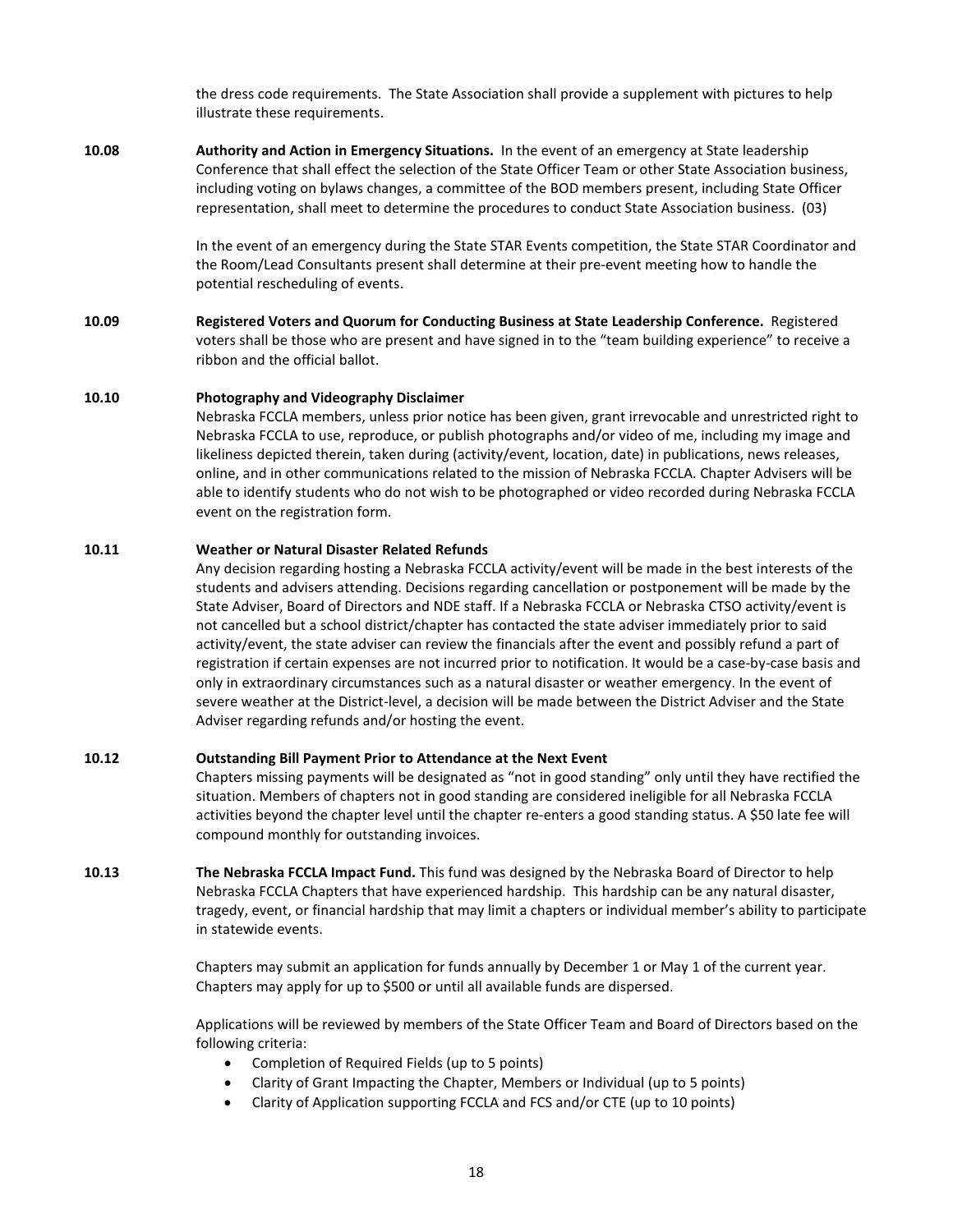the dress code requirements. The State Association shall provide a supplement with pictures to help illustrate these requirements.

**10.08** **Authority and Action in Emergency Situations.** In the event of an emergency at State leadership Conference that shall effect the selection of the State Officer Team or other State Association business, including voting on bylaws changes, a committee of the BOD members present, including State Officer representation, shall meet to determine the procedures to conduct State Association business. (03)

In the event of an emergency during the State STAR Events competition, the State STAR Coordinator and the Room/Lead Consultants present shall determine at their pre-event meeting how to handle the potential rescheduling of events.

**10.09** **Registered Voters and Quorum for Conducting Business at State Leadership Conference.** Registered voters shall be those who are present and have signed in to the "team building experience" to receive a ribbon and the official ballot.

**10.10** **Photography and Videography Disclaimer**

Nebraska FCCLA members, unless prior notice has been given, grant irrevocable and unrestricted right to Nebraska FCCLA to use, reproduce, or publish photographs and/or video of me, including my image and likeliness depicted therein, taken during (activity/event, location, date) in publications, news releases, online, and in other communications related to the mission of Nebraska FCCLA. Chapter Advisers will be able to identify students who do not wish to be photographed or video recorded during Nebraska FCCLA event on the registration form.

**10.11** **Weather or Natural Disaster Related Refunds**

Any decision regarding hosting a Nebraska FCCLA activity/event will be made in the best interests of the students and advisers attending. Decisions regarding cancellation or postponement will be made by the State Adviser, Board of Directors and NDE staff. If a Nebraska FCCLA or Nebraska CTSO activity/event is not cancelled but a school district/chapter has contacted the state adviser immediately prior to said activity/event, the state adviser can review the financials after the event and possibly refund a part of registration if certain expenses are not incurred prior to notification. It would be a case-by-case basis and only in extraordinary circumstances such as a natural disaster or weather emergency. In the event of severe weather at the District-level, a decision will be made between the District Adviser and the State Adviser regarding refunds and/or hosting the event.

**10.12** **Outstanding Bill Payment Prior to Attendance at the Next Event**

Chapters missing payments will be designated as "not in good standing" only until they have rectified the situation. Members of chapters not in good standing are considered ineligible for all Nebraska FCCLA activities beyond the chapter level until the chapter re-enters a good standing status. A $50 late fee will compound monthly for outstanding invoices.

**10.13** **The Nebraska FCCLA Impact Fund.** This fund was designed by the Nebraska Board of Director to help Nebraska FCCLA Chapters that have experienced hardship. This hardship can be any natural disaster, tragedy, event, or financial hardship that may limit a chapters or individual member's ability to participate in statewide events.

Chapters may submit an application for funds annually by December 1 or May 1 of the current year. Chapters may apply for up to $500 or until all available funds are dispersed.

Applications will be reviewed by members of the State Officer Team and Board of Directors based on the following criteria:

- Completion of Required Fields (up to 5 points)
- Clarity of Grant Impacting the Chapter, Members or Individual (up to 5 points)
- Clarity of Application supporting FCCLA and FCS and/or CTE (up to 10 points)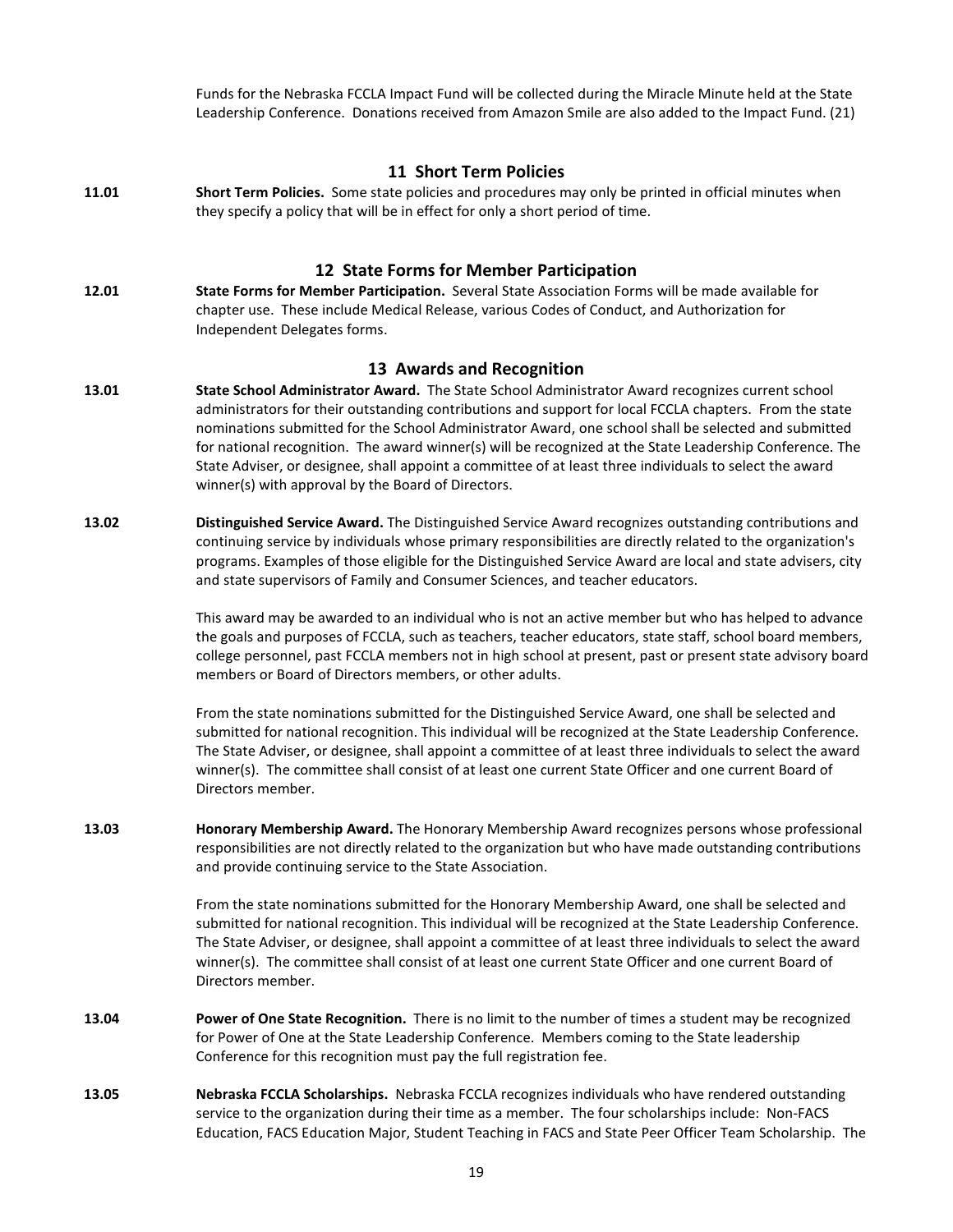Funds for the Nebraska FCCLA Impact Fund will be collected during the Miracle Minute held at the State Leadership Conference. Donations received from Amazon Smile are also added to the Impact Fund. (21)

## 11 Short Term Policies

**11.01** **Short Term Policies.** Some state policies and procedures may only be printed in official minutes when they specify a policy that will be in effect for only a short period of time.

## 12 State Forms for Member Participation

**12.01** **State Forms for Member Participation.** Several State Association Forms will be made available for chapter use. These include Medical Release, various Codes of Conduct, and Authorization for Independent Delegates forms.

## 13 Awards and Recognition

**13.01** **State School Administrator Award.** The State School Administrator Award recognizes current school administrators for their outstanding contributions and support for local FCCLA chapters. From the state nominations submitted for the School Administrator Award, one school shall be selected and submitted for national recognition. The award winner(s) will be recognized at the State Leadership Conference. The State Adviser, or designee, shall appoint a committee of at least three individuals to select the award winner(s) with approval by the Board of Directors.

**13.02** **Distinguished Service Award.** The Distinguished Service Award recognizes outstanding contributions and continuing service by individuals whose primary responsibilities are directly related to the organization's programs. Examples of those eligible for the Distinguished Service Award are local and state advisers, city and state supervisors of Family and Consumer Sciences, and teacher educators.

This award may be awarded to an individual who is not an active member but who has helped to advance the goals and purposes of FCCLA, such as teachers, teacher educators, state staff, school board members, college personnel, past FCCLA members not in high school at present, past or present state advisory board members or Board of Directors members, or other adults.

From the state nominations submitted for the Distinguished Service Award, one shall be selected and submitted for national recognition. This individual will be recognized at the State Leadership Conference. The State Adviser, or designee, shall appoint a committee of at least three individuals to select the award winner(s). The committee shall consist of at least one current State Officer and one current Board of Directors member.

**13.03** **Honorary Membership Award.** The Honorary Membership Award recognizes persons whose professional responsibilities are not directly related to the organization but who have made outstanding contributions and provide continuing service to the State Association.

From the state nominations submitted for the Honorary Membership Award, one shall be selected and submitted for national recognition. This individual will be recognized at the State Leadership Conference. The State Adviser, or designee, shall appoint a committee of at least three individuals to select the award winner(s). The committee shall consist of at least one current State Officer and one current Board of Directors member.

**13.04** **Power of One State Recognition.** There is no limit to the number of times a student may be recognized for Power of One at the State Leadership Conference. Members coming to the State leadership Conference for this recognition must pay the full registration fee.

**13.05** **Nebraska FCCLA Scholarships.** Nebraska FCCLA recognizes individuals who have rendered outstanding service to the organization during their time as a member. The four scholarships include: Non-FACS Education, FACS Education Major, Student Teaching in FACS and State Peer Officer Team Scholarship. The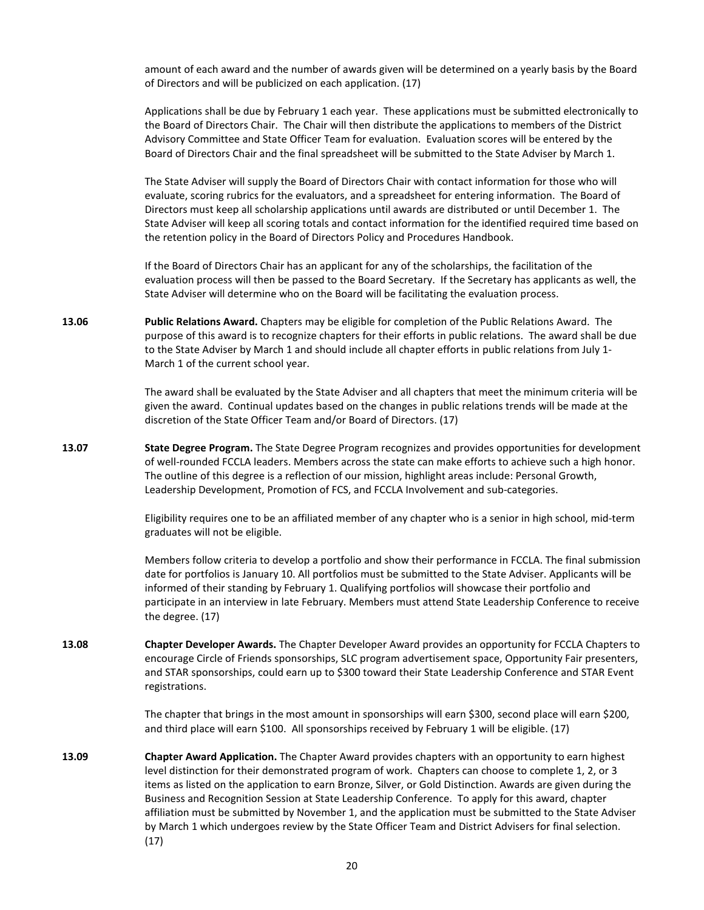amount of each award and the number of awards given will be determined on a yearly basis by the Board of Directors and will be publicized on each application. (17)

Applications shall be due by February 1 each year. These applications must be submitted electronically to the Board of Directors Chair. The Chair will then distribute the applications to members of the District Advisory Committee and State Officer Team for evaluation. Evaluation scores will be entered by the Board of Directors Chair and the final spreadsheet will be submitted to the State Adviser by March 1.

The State Adviser will supply the Board of Directors Chair with contact information for those who will evaluate, scoring rubrics for the evaluators, and a spreadsheet for entering information. The Board of Directors must keep all scholarship applications until awards are distributed or until December 1. The State Adviser will keep all scoring totals and contact information for the identified required time based on the retention policy in the Board of Directors Policy and Procedures Handbook.

If the Board of Directors Chair has an applicant for any of the scholarships, the facilitation of the evaluation process will then be passed to the Board Secretary. If the Secretary has applicants as well, the State Adviser will determine who on the Board will be facilitating the evaluation process.

**13.06** **Public Relations Award.** Chapters may be eligible for completion of the Public Relations Award. The purpose of this award is to recognize chapters for their efforts in public relations. The award shall be due to the State Adviser by March 1 and should include all chapter efforts in public relations from July 1-March 1 of the current school year.

The award shall be evaluated by the State Adviser and all chapters that meet the minimum criteria will be given the award. Continual updates based on the changes in public relations trends will be made at the discretion of the State Officer Team and/or Board of Directors. (17)

**13.07** **State Degree Program.** The State Degree Program recognizes and provides opportunities for development of well-rounded FCCLA leaders. Members across the state can make efforts to achieve such a high honor. The outline of this degree is a reflection of our mission, highlight areas include: Personal Growth, Leadership Development, Promotion of FCS, and FCCLA Involvement and sub-categories.

Eligibility requires one to be an affiliated member of any chapter who is a senior in high school, mid-term graduates will not be eligible.

Members follow criteria to develop a portfolio and show their performance in FCCLA. The final submission date for portfolios is January 10. All portfolios must be submitted to the State Adviser. Applicants will be informed of their standing by February 1. Qualifying portfolios will showcase their portfolio and participate in an interview in late February. Members must attend State Leadership Conference to receive the degree. (17)

**13.08** **Chapter Developer Awards.** The Chapter Developer Award provides an opportunity for FCCLA Chapters to encourage Circle of Friends sponsorships, SLC program advertisement space, Opportunity Fair presenters, and STAR sponsorships, could earn up to $300 toward their State Leadership Conference and STAR Event registrations.

The chapter that brings in the most amount in sponsorships will earn $300, second place will earn $200, and third place will earn $100. All sponsorships received by February 1 will be eligible. (17)

**13.09** **Chapter Award Application.** The Chapter Award provides chapters with an opportunity to earn highest level distinction for their demonstrated program of work. Chapters can choose to complete 1, 2, or 3 items as listed on the application to earn Bronze, Silver, or Gold Distinction. Awards are given during the Business and Recognition Session at State Leadership Conference. To apply for this award, chapter affiliation must be submitted by November 1, and the application must be submitted to the State Adviser by March 1 which undergoes review by the State Officer Team and District Advisers for final selection. (17)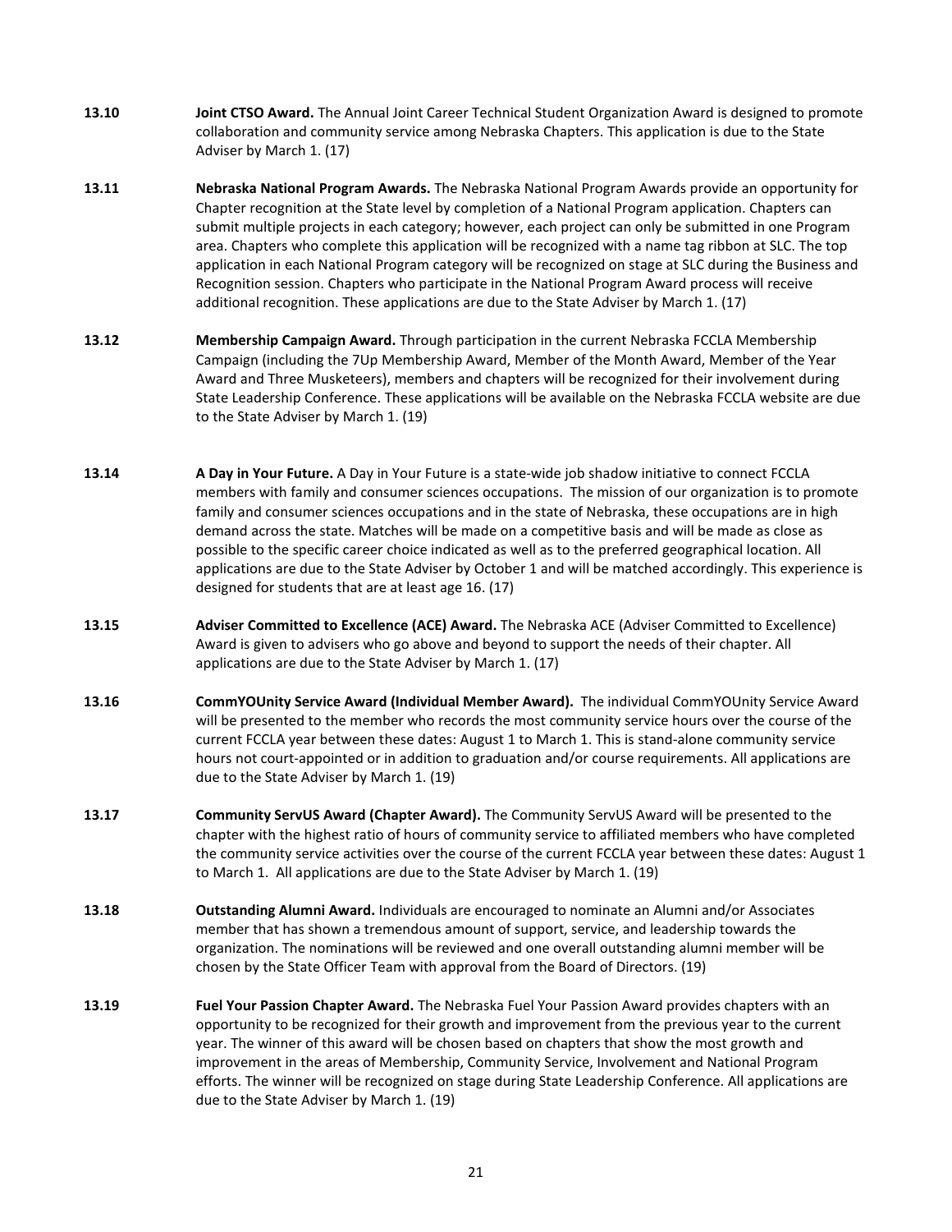**13.10** **Joint CTSO Award.** The Annual Joint Career Technical Student Organization Award is designed to promote collaboration and community service among Nebraska Chapters. This application is due to the State Adviser by March 1. (17)

**13.11** **Nebraska National Program Awards.** The Nebraska National Program Awards provide an opportunity for Chapter recognition at the State level by completion of a National Program application. Chapters can submit multiple projects in each category; however, each project can only be submitted in one Program area. Chapters who complete this application will be recognized with a name tag ribbon at SLC. The top application in each National Program category will be recognized on stage at SLC during the Business and Recognition session. Chapters who participate in the National Program Award process will receive additional recognition. These applications are due to the State Adviser by March 1. (17)

**13.12** **Membership Campaign Award.** Through participation in the current Nebraska FCCLA Membership Campaign (including the 7Up Membership Award, Member of the Month Award, Member of the Year Award and Three Musketeers), members and chapters will be recognized for their involvement during State Leadership Conference. These applications will be available on the Nebraska FCCLA website are due to the State Adviser by March 1. (19)

**13.14** **A Day in Your Future.** A Day in Your Future is a state-wide job shadow initiative to connect FCCLA members with family and consumer sciences occupations. The mission of our organization is to promote family and consumer sciences occupations and in the state of Nebraska, these occupations are in high demand across the state. Matches will be made on a competitive basis and will be made as close as possible to the specific career choice indicated as well as to the preferred geographical location. All applications are due to the State Adviser by October 1 and will be matched accordingly. This experience is designed for students that are at least age 16. (17)

**13.15** **Adviser Committed to Excellence (ACE) Award.** The Nebraska ACE (Adviser Committed to Excellence) Award is given to advisers who go above and beyond to support the needs of their chapter. All applications are due to the State Adviser by March 1. (17)

**13.16** **CommYOUnity Service Award (Individual Member Award).** The individual CommYOUnity Service Award will be presented to the member who records the most community service hours over the course of the current FCCLA year between these dates: August 1 to March 1. This is stand-alone community service hours not court-appointed or in addition to graduation and/or course requirements. All applications are due to the State Adviser by March 1. (19)

**13.17** **Community ServUS Award (Chapter Award).** The Community ServUS Award will be presented to the chapter with the highest ratio of hours of community service to affiliated members who have completed the community service activities over the course of the current FCCLA year between these dates: August 1 to March 1. All applications are due to the State Adviser by March 1. (19)

**13.18** **Outstanding Alumni Award.** Individuals are encouraged to nominate an Alumni and/or Associates member that has shown a tremendous amount of support, service, and leadership towards the organization. The nominations will be reviewed and one overall outstanding alumni member will be chosen by the State Officer Team with approval from the Board of Directors. (19)

**13.19** **Fuel Your Passion Chapter Award.** The Nebraska Fuel Your Passion Award provides chapters with an opportunity to be recognized for their growth and improvement from the previous year to the current year. The winner of this award will be chosen based on chapters that show the most growth and improvement in the areas of Membership, Community Service, Involvement and National Program efforts. The winner will be recognized on stage during State Leadership Conference. All applications are due to the State Adviser by March 1. (19)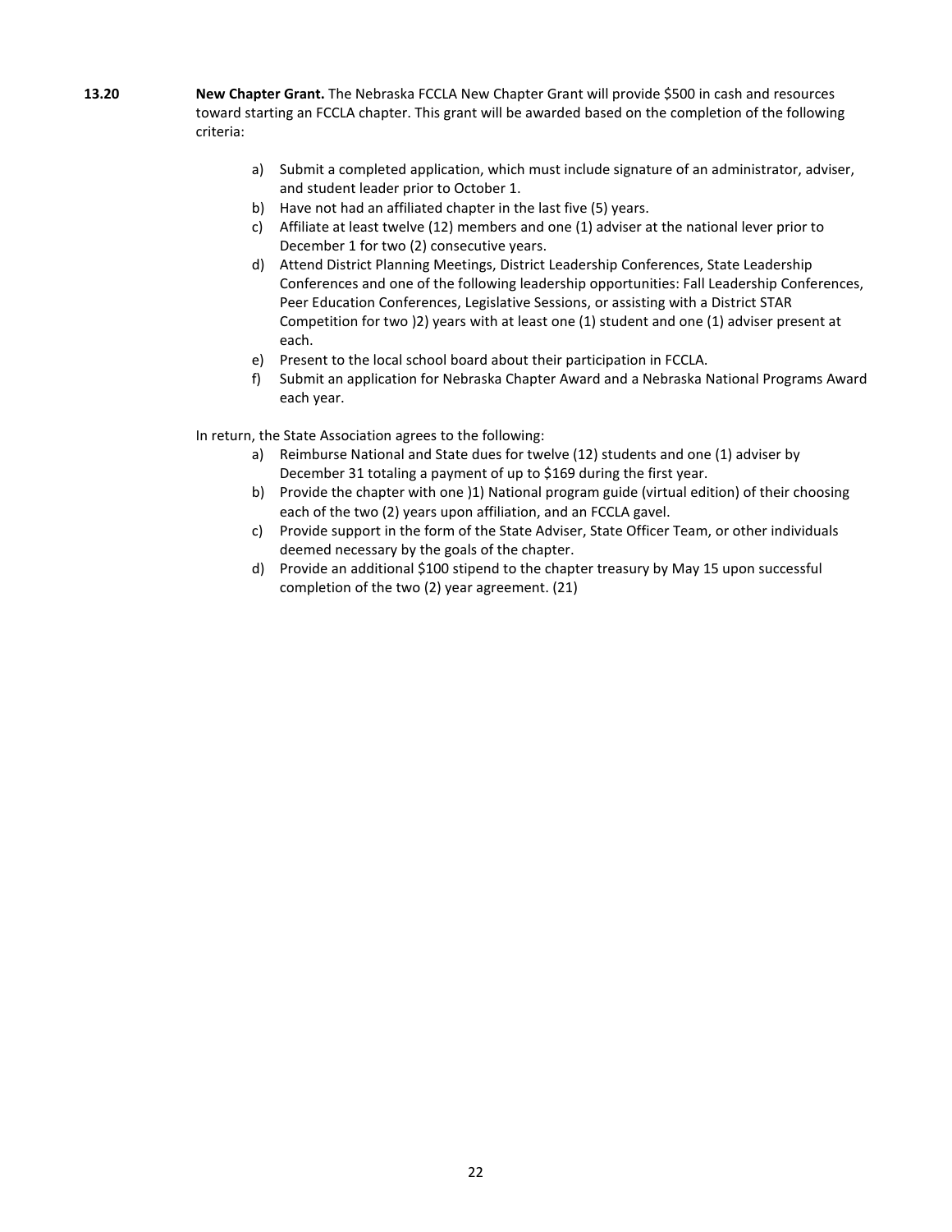**13.20** **New Chapter Grant.** The Nebraska FCCLA New Chapter Grant will provide $500 in cash and resources toward starting an FCCLA chapter. This grant will be awarded based on the completion of the following criteria:

a) Submit a completed application, which must include signature of an administrator, adviser, and student leader prior to October 1.
b) Have not had an affiliated chapter in the last five (5) years.
c) Affiliate at least twelve (12) members and one (1) adviser at the national lever prior to December 1 for two (2) consecutive years.
d) Attend District Planning Meetings, District Leadership Conferences, State Leadership Conferences and one of the following leadership opportunities: Fall Leadership Conferences, Peer Education Conferences, Legislative Sessions, or assisting with a District STAR Competition for two )2) years with at least one (1) student and one (1) adviser present at each.
e) Present to the local school board about their participation in FCCLA.
f) Submit an application for Nebraska Chapter Award and a Nebraska National Programs Award each year.

In return, the State Association agrees to the following:

a) Reimburse National and State dues for twelve (12) students and one (1) adviser by December 31 totaling a payment of up to $169 during the first year.
b) Provide the chapter with one )1) National program guide (virtual edition) of their choosing each of the two (2) years upon affiliation, and an FCCLA gavel.
c) Provide support in the form of the State Adviser, State Officer Team, or other individuals deemed necessary by the goals of the chapter.
d) Provide an additional $100 stipend to the chapter treasury by May 15 upon successful completion of the two (2) year agreement. (21)